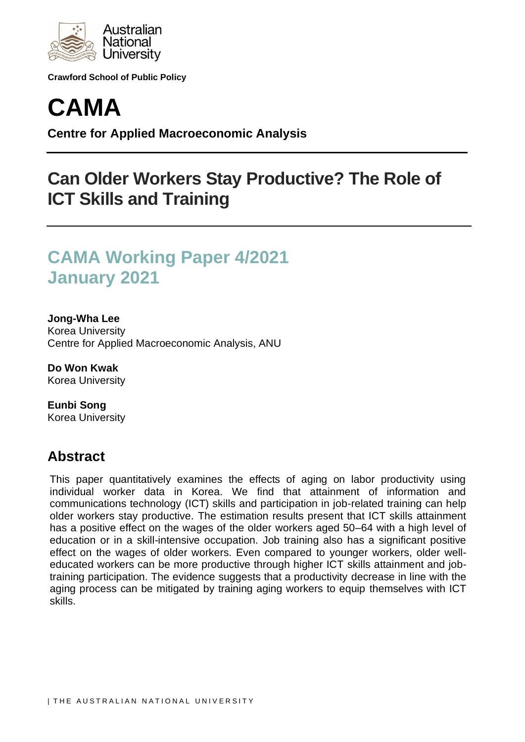Australian National University

**Crawford School of Public Policy**

# CAMA

**Centre for Applied Macroeconomic Analysis**

## Can Older Workers Stay Productive? The Role of ICT Skills and Training

## CAMA Working Paper 4/2021
## January 2021

**Jong-Wha Lee**
Korea University
Centre for Applied Macroeconomic Analysis, ANU

**Do Won Kwak**
Korea University

**Eunbi Song**
Korea University

## Abstract

This paper quantitatively examines the effects of aging on labor productivity using individual worker data in Korea. We find that attainment of information and communications technology (ICT) skills and participation in job-related training can help older workers stay productive. The estimation results present that ICT skills attainment has a positive effect on the wages of the older workers aged 50–64 with a high level of education or in a skill-intensive occupation. Job training also has a significant positive effect on the wages of older workers. Even compared to younger workers, older well-educated workers can be more productive through higher ICT skills attainment and job-training participation. The evidence suggests that a productivity decrease in line with the aging process can be mitigated by training aging workers to equip themselves with ICT skills.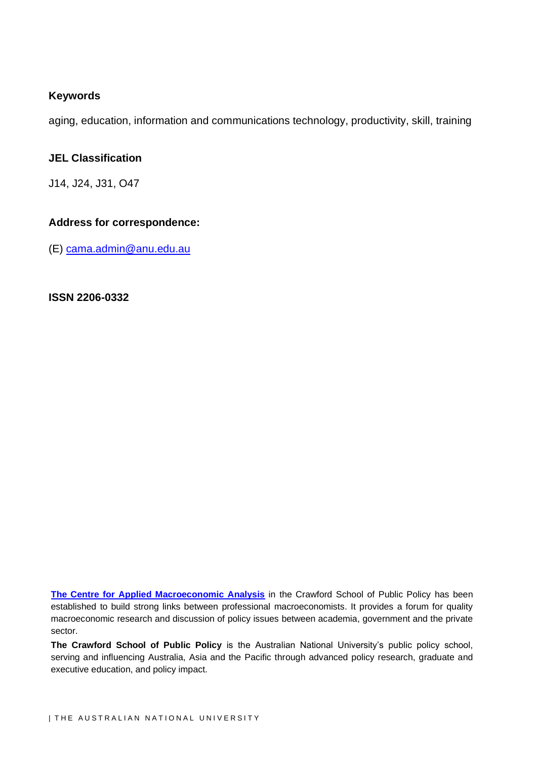### Keywords

aging, education, information and communications technology, productivity, skill, training

### JEL Classification

J14, J24, J31, O47

### Address for correspondence:

(E) cama.admin@anu.edu.au

**ISSN 2206-0332**

**The Centre for Applied Macroeconomic Analysis** in the Crawford School of Public Policy has been established to build strong links between professional macroeconomists. It provides a forum for quality macroeconomic research and discussion of policy issues between academia, government and the private sector.

**The Crawford School of Public Policy** is the Australian National University's public policy school, serving and influencing Australia, Asia and the Pacific through advanced policy research, graduate and executive education, and policy impact.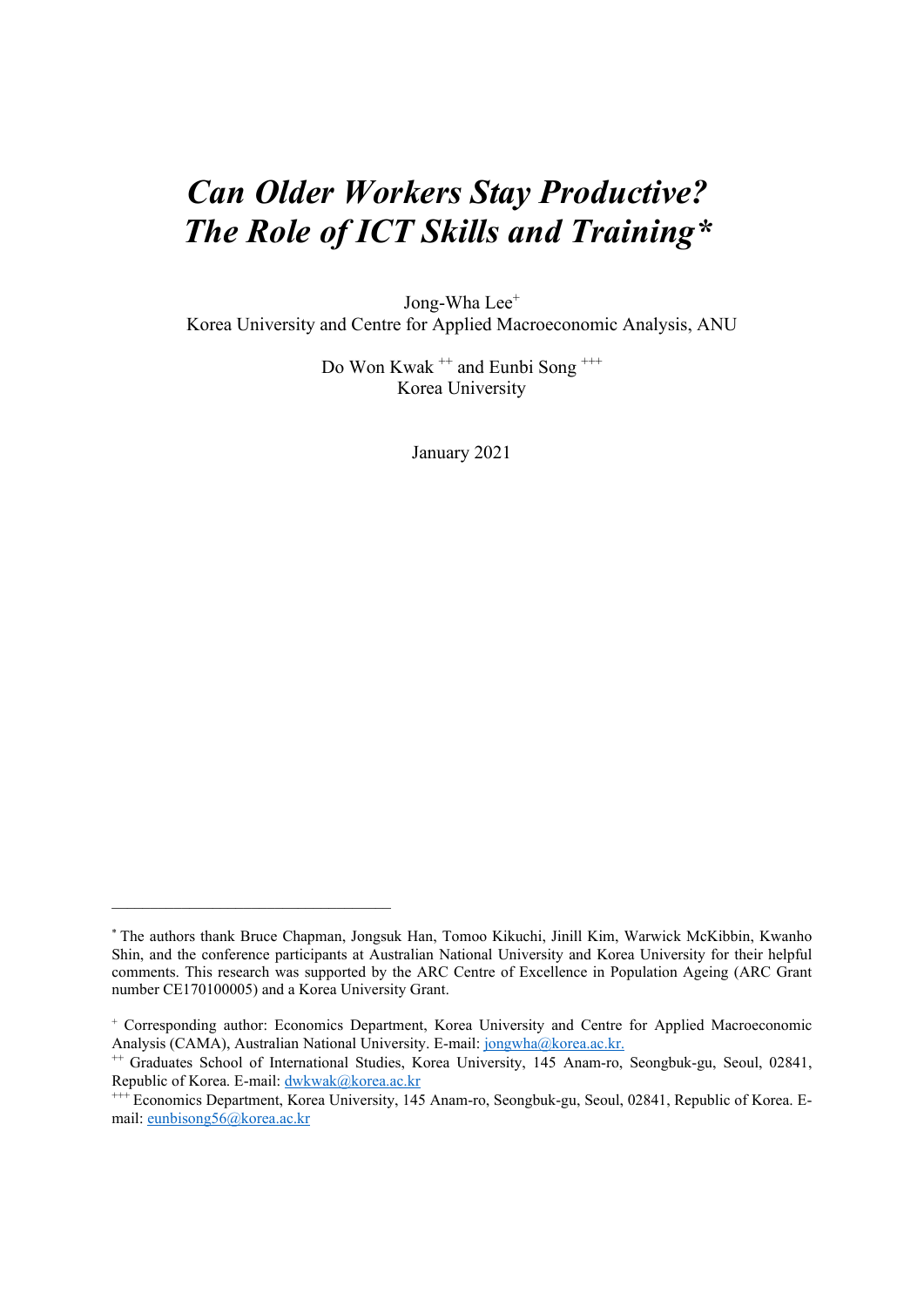# *Can Older Workers Stay Productive? The Role of ICT Skills and Training\**

Jong-Wha Lee[+]
Korea University and Centre for Applied Macroeconomic Analysis, ANU

Do Won Kwak[++] and Eunbi Song[+++]
Korea University

January 2021

---

[*] The authors thank Bruce Chapman, Jongsuk Han, Tomoo Kikuchi, Jinill Kim, Warwick McKibbin, Kwanho Shin, and the conference participants at Australian National University and Korea University for their helpful comments. This research was supported by the ARC Centre of Excellence in Population Ageing (ARC Grant number CE170100005) and a Korea University Grant.

[+] Corresponding author: Economics Department, Korea University and Centre for Applied Macroeconomic Analysis (CAMA), Australian National University. E-mail: jongwha@korea.ac.kr.

[++] Graduates School of International Studies, Korea University, 145 Anam-ro, Seongbuk-gu, Seoul, 02841, Republic of Korea. E-mail: dwkwak@korea.ac.kr

[+++] Economics Department, Korea University, 145 Anam-ro, Seongbuk-gu, Seoul, 02841, Republic of Korea. E-mail: eunbisong56@korea.ac.kr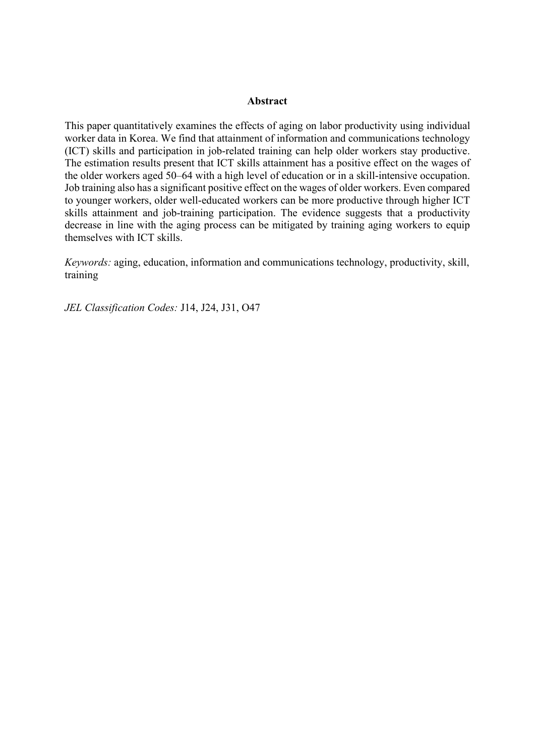## Abstract

This paper quantitatively examines the effects of aging on labor productivity using individual worker data in Korea. We find that attainment of information and communications technology (ICT) skills and participation in job-related training can help older workers stay productive. The estimation results present that ICT skills attainment has a positive effect on the wages of the older workers aged 50–64 with a high level of education or in a skill-intensive occupation. Job training also has a significant positive effect on the wages of older workers. Even compared to younger workers, older well-educated workers can be more productive through higher ICT skills attainment and job-training participation. The evidence suggests that a productivity decrease in line with the aging process can be mitigated by training aging workers to equip themselves with ICT skills.

*Keywords:* aging, education, information and communications technology, productivity, skill, training

*JEL Classification Codes:* J14, J24, J31, O47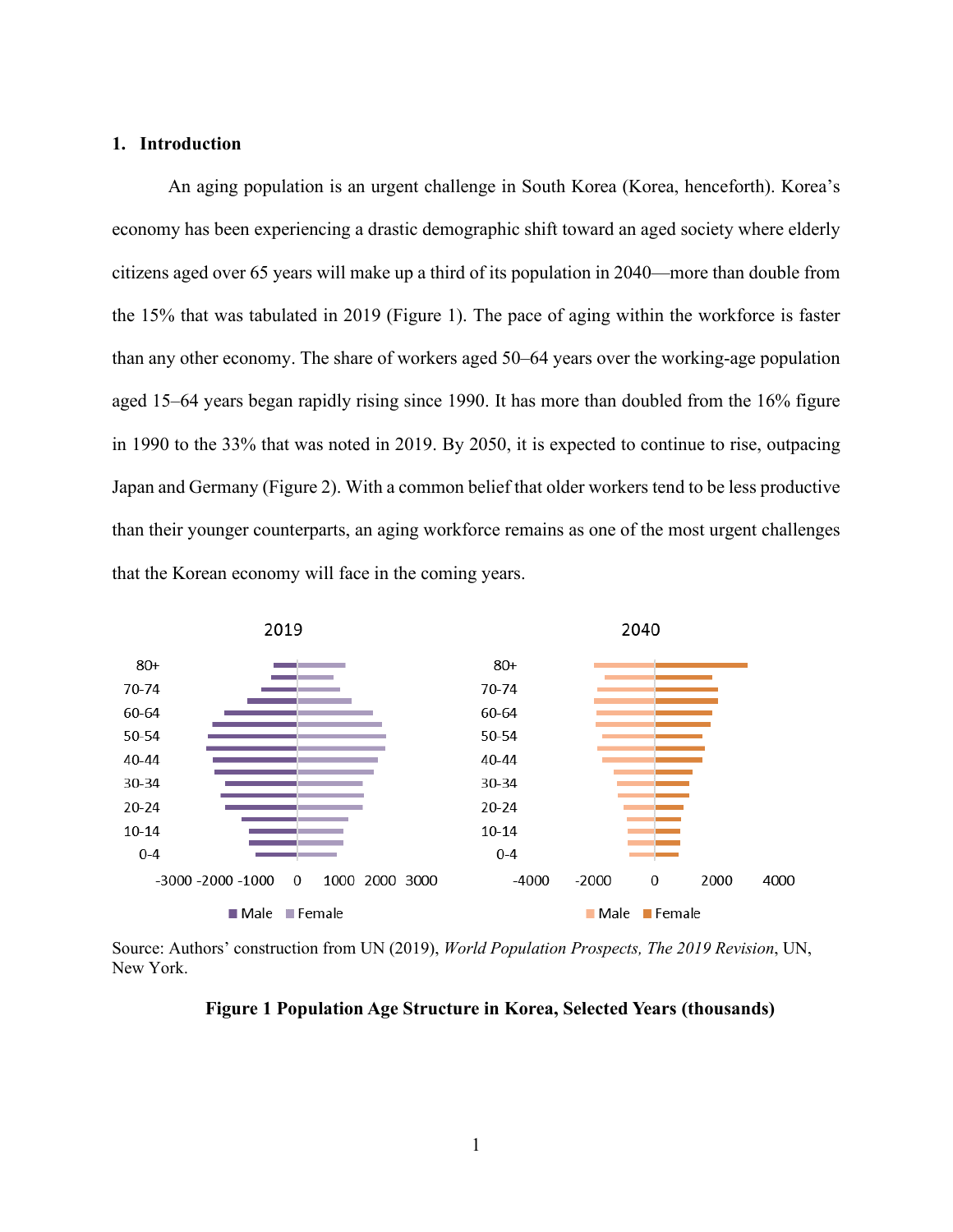## 1. Introduction

An aging population is an urgent challenge in South Korea (Korea, henceforth). Korea's economy has been experiencing a drastic demographic shift toward an aged society where elderly citizens aged over 65 years will make up a third of its population in 2040—more than double from the 15% that was tabulated in 2019 (Figure 1). The pace of aging within the workforce is faster than any other economy. The share of workers aged 50–64 years over the working-age population aged 15–64 years began rapidly rising since 1990. It has more than doubled from the 16% figure in 1990 to the 33% that was noted in 2019. By 2050, it is expected to continue to rise, outpacing Japan and Germany (Figure 2). With a common belief that older workers tend to be less productive than their younger counterparts, an aging workforce remains as one of the most urgent challenges that the Korean economy will face in the coming years.

Source: Authors' construction from UN (2019), *World Population Prospects, The 2019 Revision*, UN, New York.

**Figure 1 Population Age Structure in Korea, Selected Years (thousands)**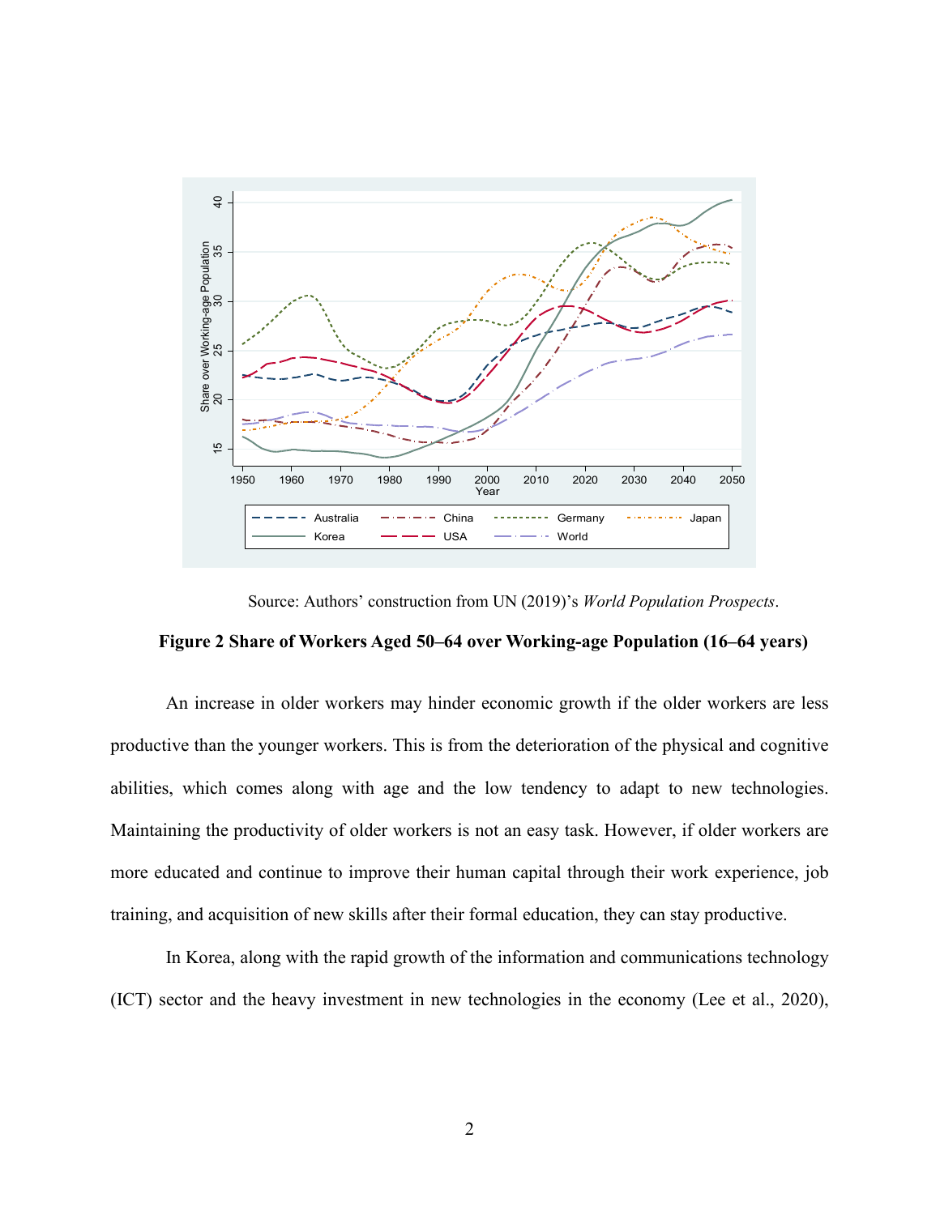Source: Authors' construction from UN (2019)'s *World Population Prospects*.

**Figure 2 Share of Workers Aged 50–64 over Working-age Population (16–64 years)**

An increase in older workers may hinder economic growth if the older workers are less productive than the younger workers. This is from the deterioration of the physical and cognitive abilities, which comes along with age and the low tendency to adapt to new technologies. Maintaining the productivity of older workers is not an easy task. However, if older workers are more educated and continue to improve their human capital through their work experience, job training, and acquisition of new skills after their formal education, they can stay productive.

In Korea, along with the rapid growth of the information and communications technology (ICT) sector and the heavy investment in new technologies in the economy (Lee et al., 2020),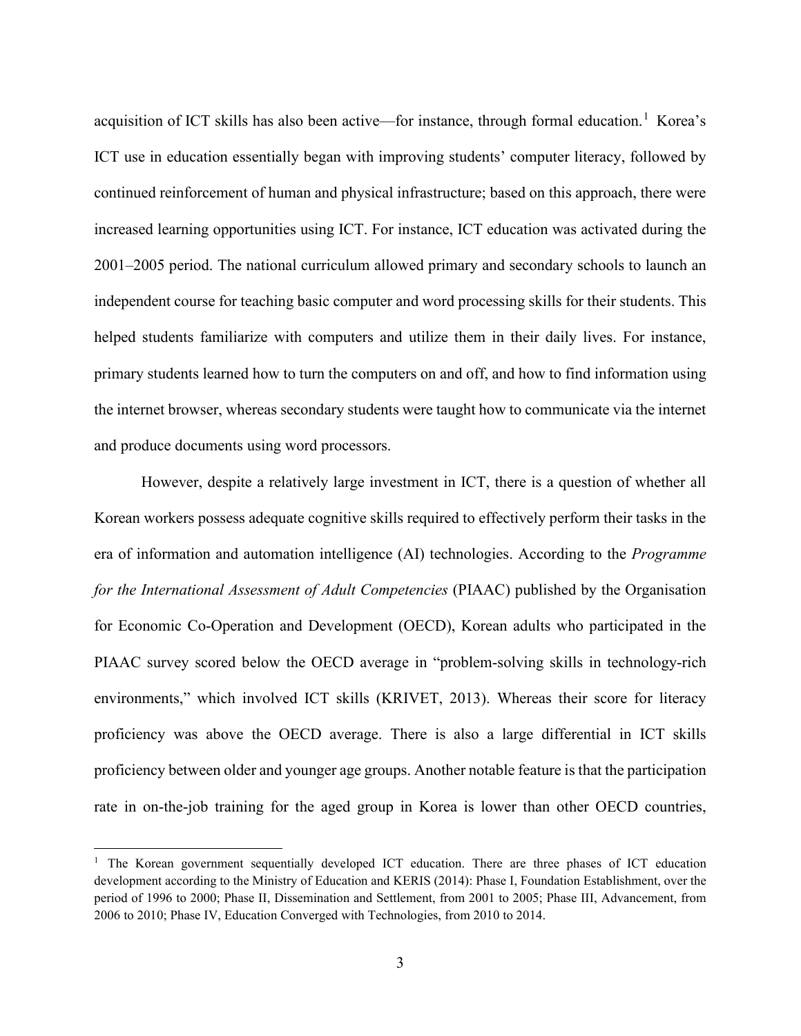acquisition of ICT skills has also been active—for instance, through formal education.[1] Korea's ICT use in education essentially began with improving students' computer literacy, followed by continued reinforcement of human and physical infrastructure; based on this approach, there were increased learning opportunities using ICT. For instance, ICT education was activated during the 2001–2005 period. The national curriculum allowed primary and secondary schools to launch an independent course for teaching basic computer and word processing skills for their students. This helped students familiarize with computers and utilize them in their daily lives. For instance, primary students learned how to turn the computers on and off, and how to find information using the internet browser, whereas secondary students were taught how to communicate via the internet and produce documents using word processors.

However, despite a relatively large investment in ICT, there is a question of whether all Korean workers possess adequate cognitive skills required to effectively perform their tasks in the era of information and automation intelligence (AI) technologies. According to the *Programme for the International Assessment of Adult Competencies* (PIAAC) published by the Organisation for Economic Co-Operation and Development (OECD), Korean adults who participated in the PIAAC survey scored below the OECD average in "problem-solving skills in technology-rich environments," which involved ICT skills (KRIVET, 2013). Whereas their score for literacy proficiency was above the OECD average. There is also a large differential in ICT skills proficiency between older and younger age groups. Another notable feature is that the participation rate in on-the-job training for the aged group in Korea is lower than other OECD countries,

---

[1] The Korean government sequentially developed ICT education. There are three phases of ICT education development according to the Ministry of Education and KERIS (2014): Phase I, Foundation Establishment, over the period of 1996 to 2000; Phase II, Dissemination and Settlement, from 2001 to 2005; Phase III, Advancement, from 2006 to 2010; Phase IV, Education Converged with Technologies, from 2010 to 2014.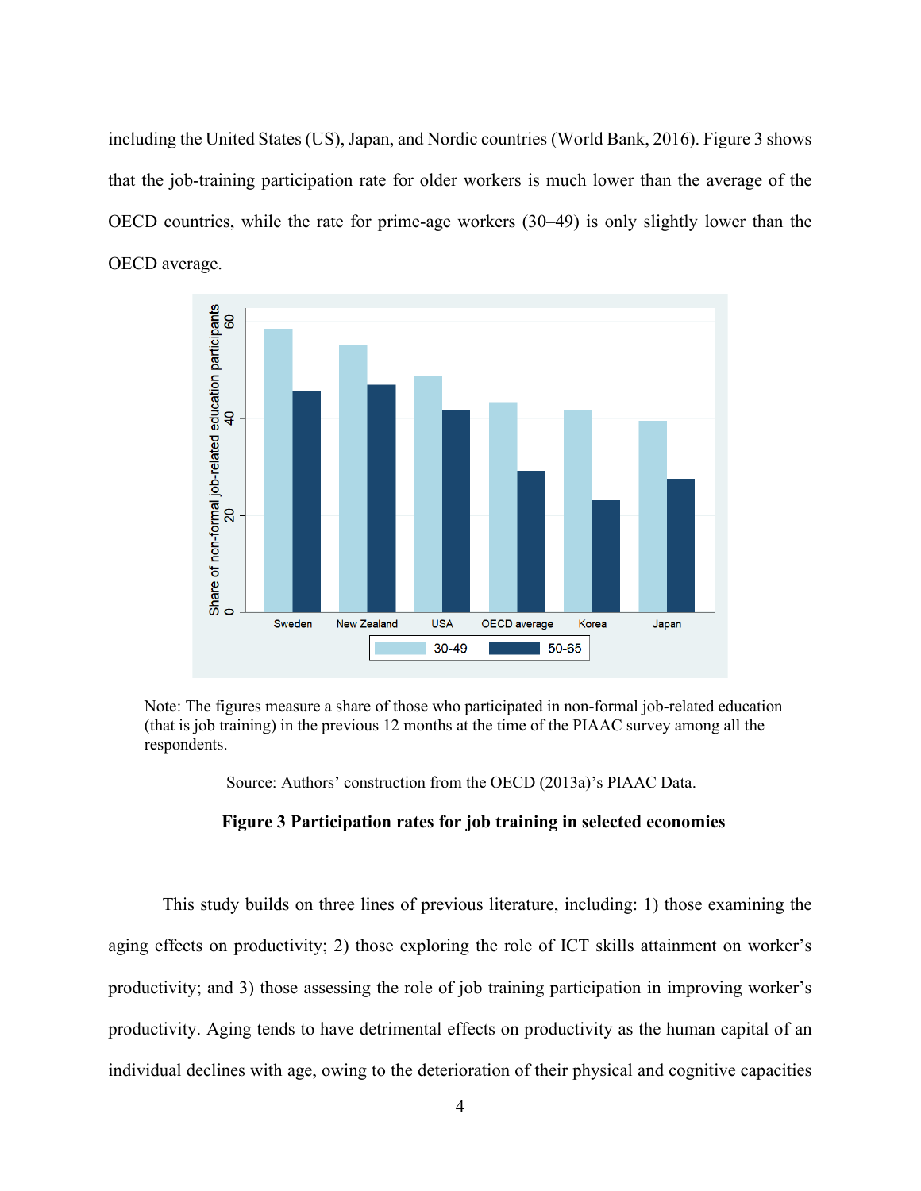including the United States (US), Japan, and Nordic countries (World Bank, 2016). Figure 3 shows that the job-training participation rate for older workers is much lower than the average of the OECD countries, while the rate for prime-age workers (30–49) is only slightly lower than the OECD average.

Note: The figures measure a share of those who participated in non-formal job-related education (that is job training) in the previous 12 months at the time of the PIAAC survey among all the respondents.

Source: Authors' construction from the OECD (2013a)'s PIAAC Data.

**Figure 3 Participation rates for job training in selected economies**

This study builds on three lines of previous literature, including: 1) those examining the aging effects on productivity; 2) those exploring the role of ICT skills attainment on worker's productivity; and 3) those assessing the role of job training participation in improving worker's productivity. Aging tends to have detrimental effects on productivity as the human capital of an individual declines with age, owing to the deterioration of their physical and cognitive capacities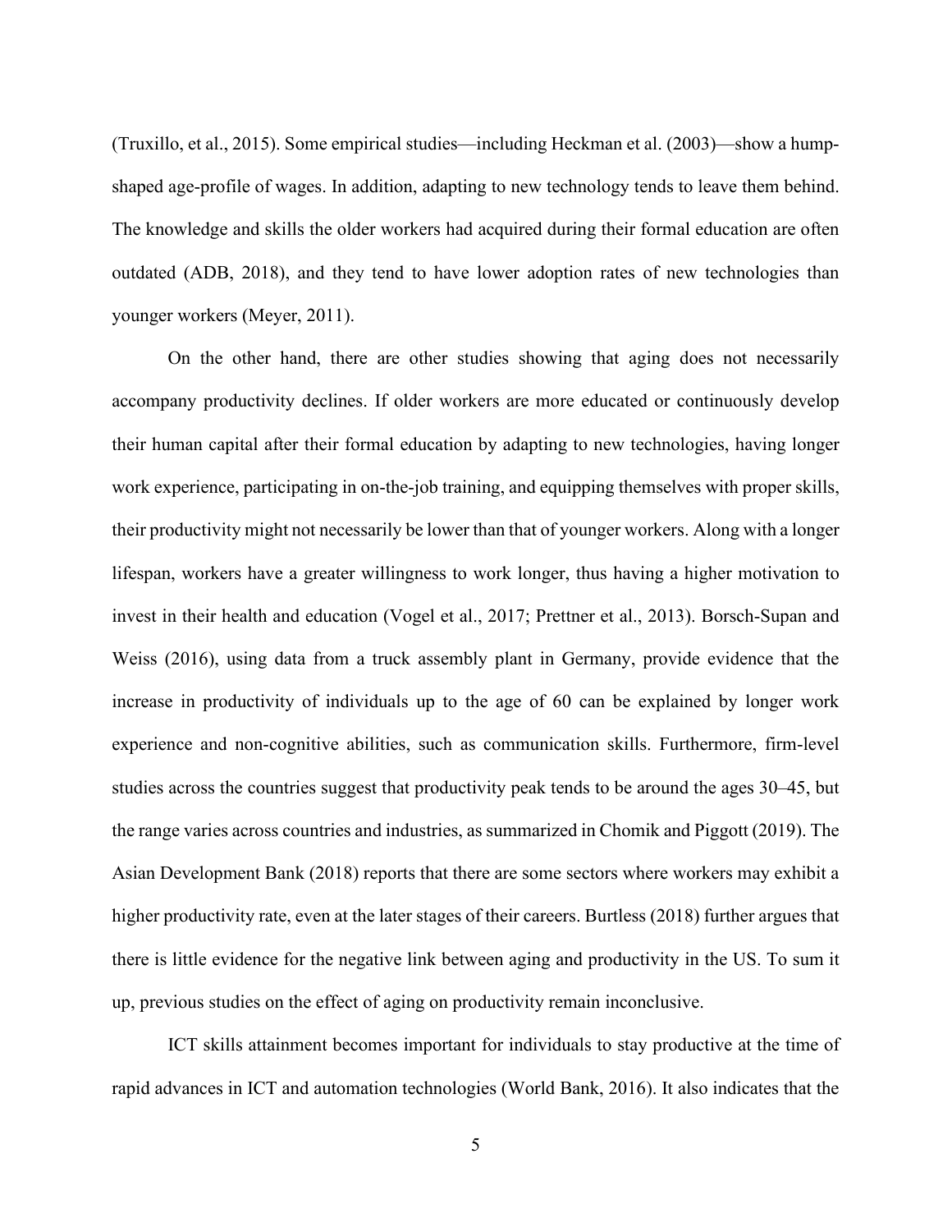(Truxillo, et al., 2015). Some empirical studies—including Heckman et al. (2003)—show a hump-shaped age-profile of wages. In addition, adapting to new technology tends to leave them behind. The knowledge and skills the older workers had acquired during their formal education are often outdated (ADB, 2018), and they tend to have lower adoption rates of new technologies than younger workers (Meyer, 2011).

On the other hand, there are other studies showing that aging does not necessarily accompany productivity declines. If older workers are more educated or continuously develop their human capital after their formal education by adapting to new technologies, having longer work experience, participating in on-the-job training, and equipping themselves with proper skills, their productivity might not necessarily be lower than that of younger workers. Along with a longer lifespan, workers have a greater willingness to work longer, thus having a higher motivation to invest in their health and education (Vogel et al., 2017; Prettner et al., 2013). Borsch-Supan and Weiss (2016), using data from a truck assembly plant in Germany, provide evidence that the increase in productivity of individuals up to the age of 60 can be explained by longer work experience and non-cognitive abilities, such as communication skills. Furthermore, firm-level studies across the countries suggest that productivity peak tends to be around the ages 30–45, but the range varies across countries and industries, as summarized in Chomik and Piggott (2019). The Asian Development Bank (2018) reports that there are some sectors where workers may exhibit a higher productivity rate, even at the later stages of their careers. Burtless (2018) further argues that there is little evidence for the negative link between aging and productivity in the US. To sum it up, previous studies on the effect of aging on productivity remain inconclusive.

ICT skills attainment becomes important for individuals to stay productive at the time of rapid advances in ICT and automation technologies (World Bank, 2016). It also indicates that the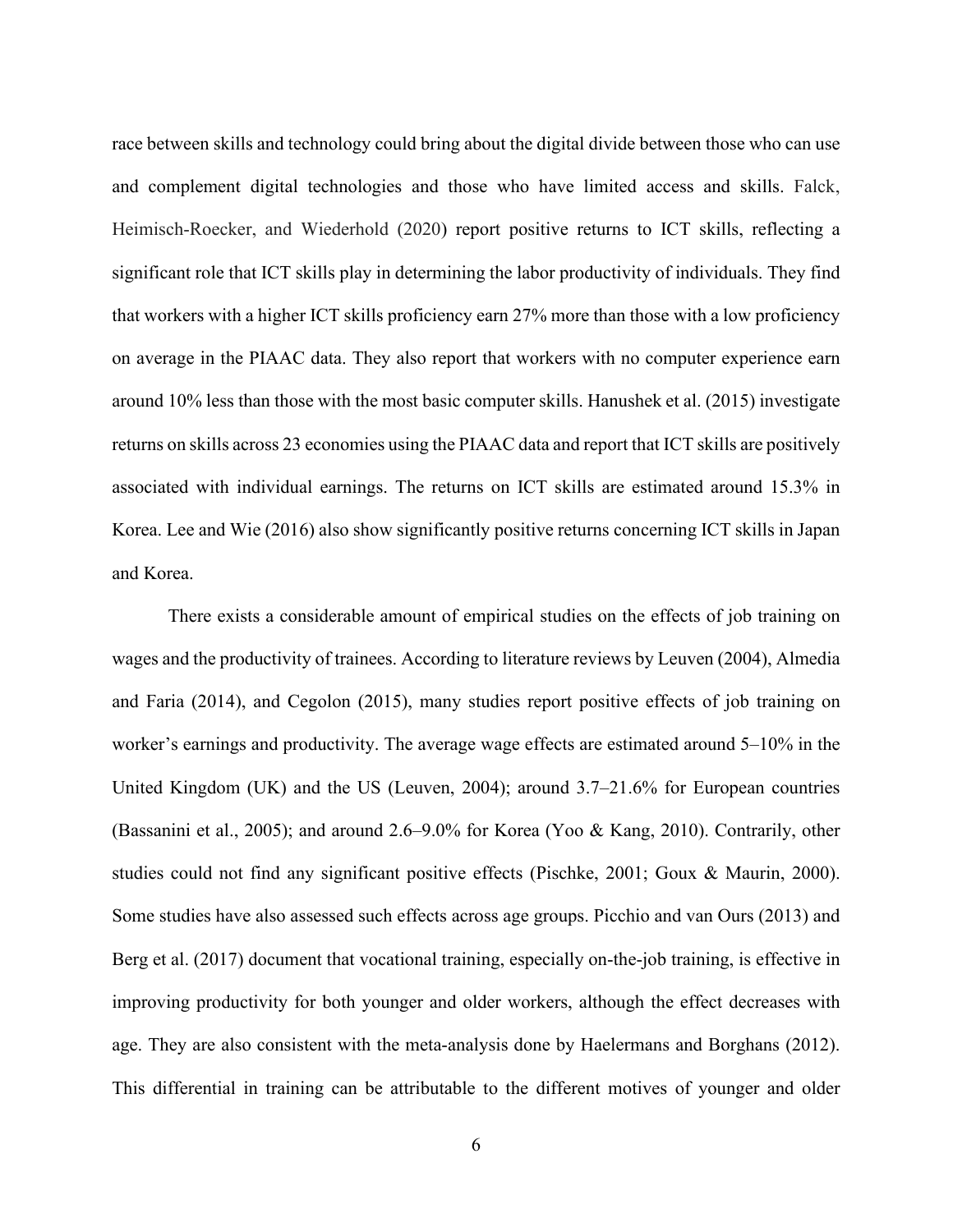race between skills and technology could bring about the digital divide between those who can use and complement digital technologies and those who have limited access and skills. Falck, Heimisch-Roecker, and Wiederhold (2020) report positive returns to ICT skills, reflecting a significant role that ICT skills play in determining the labor productivity of individuals. They find that workers with a higher ICT skills proficiency earn 27% more than those with a low proficiency on average in the PIAAC data. They also report that workers with no computer experience earn around 10% less than those with the most basic computer skills. Hanushek et al. (2015) investigate returns on skills across 23 economies using the PIAAC data and report that ICT skills are positively associated with individual earnings. The returns on ICT skills are estimated around 15.3% in Korea. Lee and Wie (2016) also show significantly positive returns concerning ICT skills in Japan and Korea.

There exists a considerable amount of empirical studies on the effects of job training on wages and the productivity of trainees. According to literature reviews by Leuven (2004), Almedia and Faria (2014), and Cegolon (2015), many studies report positive effects of job training on worker's earnings and productivity. The average wage effects are estimated around 5–10% in the United Kingdom (UK) and the US (Leuven, 2004); around 3.7–21.6% for European countries (Bassanini et al., 2005); and around 2.6–9.0% for Korea (Yoo & Kang, 2010). Contrarily, other studies could not find any significant positive effects (Pischke, 2001; Goux & Maurin, 2000). Some studies have also assessed such effects across age groups. Picchio and van Ours (2013) and Berg et al. (2017) document that vocational training, especially on-the-job training, is effective in improving productivity for both younger and older workers, although the effect decreases with age. They are also consistent with the meta-analysis done by Haelermans and Borghans (2012). This differential in training can be attributable to the different motives of younger and older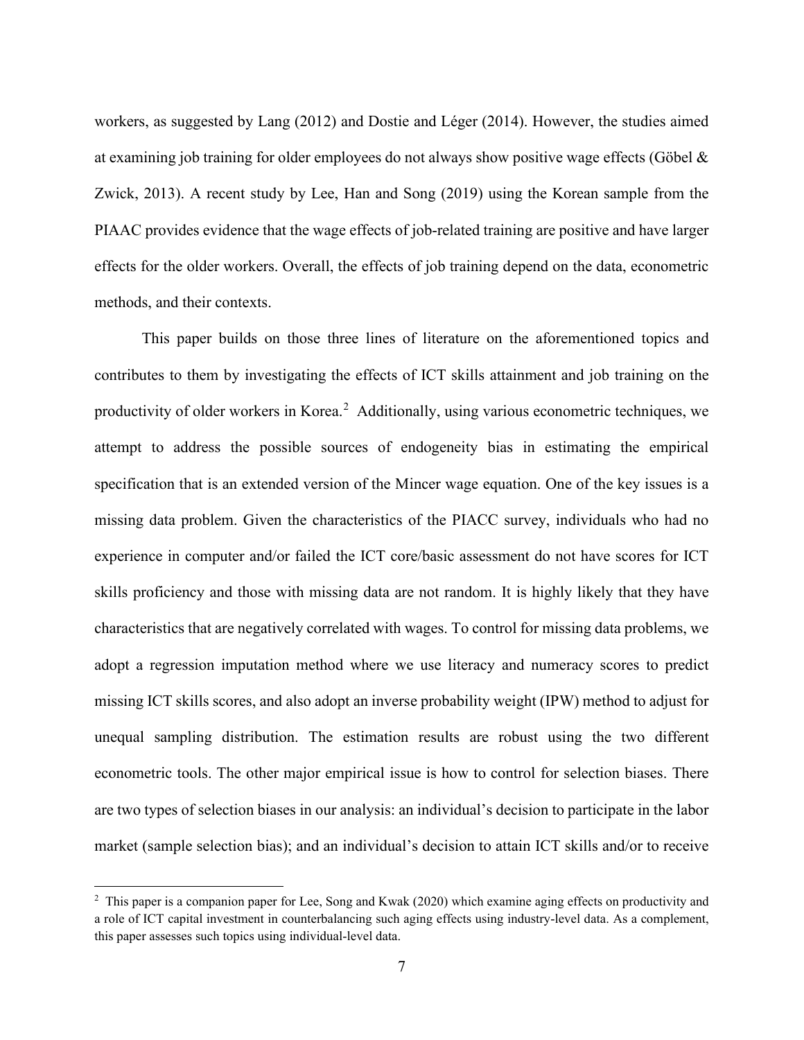workers, as suggested by Lang (2012) and Dostie and Léger (2014). However, the studies aimed at examining job training for older employees do not always show positive wage effects (Göbel & Zwick, 2013). A recent study by Lee, Han and Song (2019) using the Korean sample from the PIAAC provides evidence that the wage effects of job-related training are positive and have larger effects for the older workers. Overall, the effects of job training depend on the data, econometric methods, and their contexts.

This paper builds on those three lines of literature on the aforementioned topics and contributes to them by investigating the effects of ICT skills attainment and job training on the productivity of older workers in Korea.[2] Additionally, using various econometric techniques, we attempt to address the possible sources of endogeneity bias in estimating the empirical specification that is an extended version of the Mincer wage equation. One of the key issues is a missing data problem. Given the characteristics of the PIACC survey, individuals who had no experience in computer and/or failed the ICT core/basic assessment do not have scores for ICT skills proficiency and those with missing data are not random. It is highly likely that they have characteristics that are negatively correlated with wages. To control for missing data problems, we adopt a regression imputation method where we use literacy and numeracy scores to predict missing ICT skills scores, and also adopt an inverse probability weight (IPW) method to adjust for unequal sampling distribution. The estimation results are robust using the two different econometric tools. The other major empirical issue is how to control for selection biases. There are two types of selection biases in our analysis: an individual's decision to participate in the labor market (sample selection bias); and an individual's decision to attain ICT skills and/or to receive

[2] This paper is a companion paper for Lee, Song and Kwak (2020) which examine aging effects on productivity and a role of ICT capital investment in counterbalancing such aging effects using industry-level data. As a complement, this paper assesses such topics using individual-level data.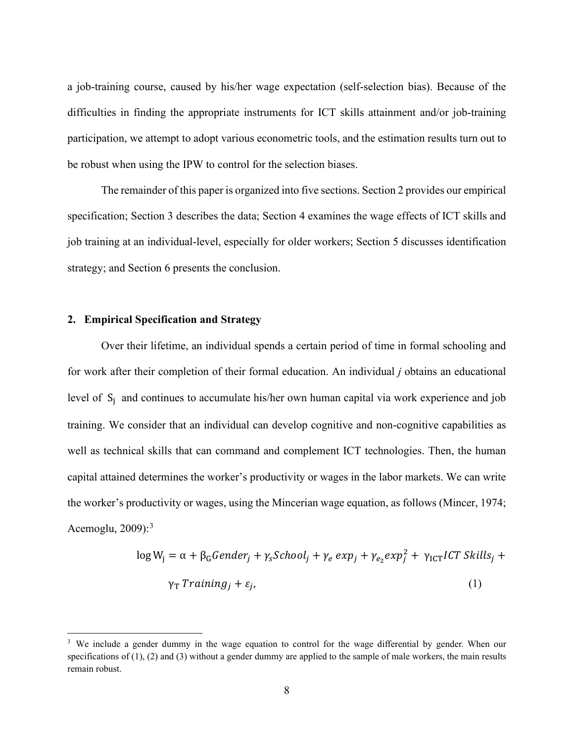a job-training course, caused by his/her wage expectation (self-selection bias). Because of the difficulties in finding the appropriate instruments for ICT skills attainment and/or job-training participation, we attempt to adopt various econometric tools, and the estimation results turn out to be robust when using the IPW to control for the selection biases.

The remainder of this paper is organized into five sections. Section 2 provides our empirical specification; Section 3 describes the data; Section 4 examines the wage effects of ICT skills and job training at an individual-level, especially for older workers; Section 5 discusses identification strategy; and Section 6 presents the conclusion.

## 2. Empirical Specification and Strategy

Over their lifetime, an individual spends a certain period of time in formal schooling and for work after their completion of their formal education. An individual *j* obtains an educational level of $S_j$ and continues to accumulate his/her own human capital via work experience and job training. We consider that an individual can develop cognitive and non-cognitive capabilities as well as technical skills that can command and complement ICT technologies. Then, the human capital attained determines the worker's productivity or wages in the labor markets. We can write the worker's productivity or wages, using the Mincerian wage equation, as follows (Mincer, 1974; Acemoglu, 2009):[3]

$$\log W_j = \alpha + \beta_G Gender_j + \gamma_s School_j + \gamma_e\, exp_j + \gamma_{e_2} exp_j^2 + \gamma_{ICT} ICT\ Skills_j + \gamma_T\, Training_j + \varepsilon_j, \tag{1}$$

[3] We include a gender dummy in the wage equation to control for the wage differential by gender. When our specifications of (1), (2) and (3) without a gender dummy are applied to the sample of male workers, the main results remain robust.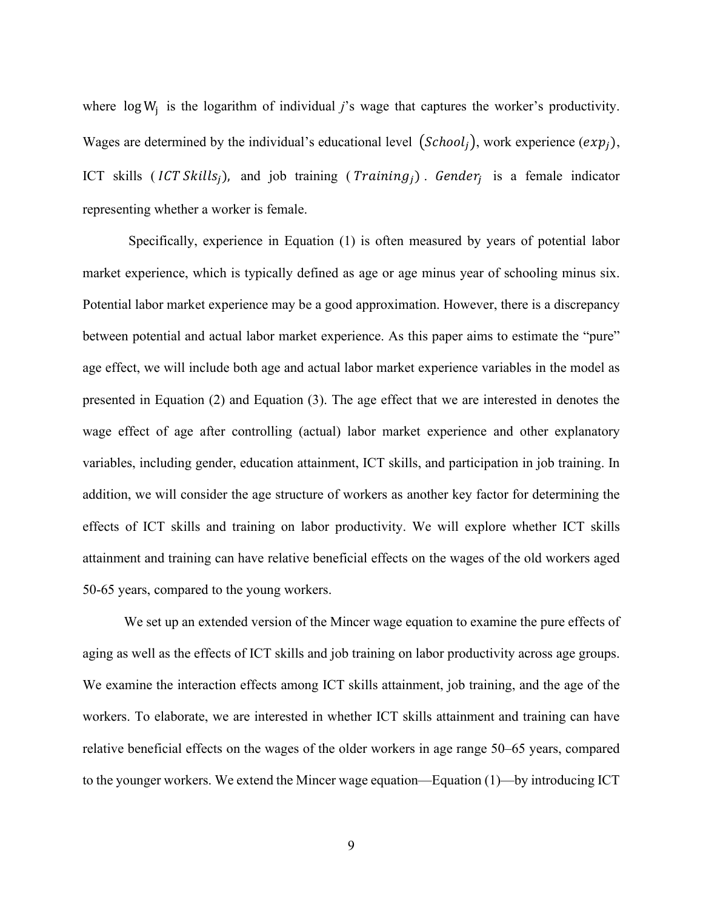where $\log W_j$ is the logarithm of individual *j*'s wage that captures the worker's productivity. Wages are determined by the individual's educational level $(School_j)$, work experience $(exp_j)$, ICT skills $(ICT\ Skills_j)$, and job training $(Training_j)$. $Gender_j$ is a female indicator representing whether a worker is female.

Specifically, experience in Equation (1) is often measured by years of potential labor market experience, which is typically defined as age or age minus year of schooling minus six. Potential labor market experience may be a good approximation. However, there is a discrepancy between potential and actual labor market experience. As this paper aims to estimate the "pure" age effect, we will include both age and actual labor market experience variables in the model as presented in Equation (2) and Equation (3). The age effect that we are interested in denotes the wage effect of age after controlling (actual) labor market experience and other explanatory variables, including gender, education attainment, ICT skills, and participation in job training. In addition, we will consider the age structure of workers as another key factor for determining the effects of ICT skills and training on labor productivity. We will explore whether ICT skills attainment and training can have relative beneficial effects on the wages of the old workers aged 50-65 years, compared to the young workers.

We set up an extended version of the Mincer wage equation to examine the pure effects of aging as well as the effects of ICT skills and job training on labor productivity across age groups. We examine the interaction effects among ICT skills attainment, job training, and the age of the workers. To elaborate, we are interested in whether ICT skills attainment and training can have relative beneficial effects on the wages of the older workers in age range 50–65 years, compared to the younger workers. We extend the Mincer wage equation—Equation (1)—by introducing ICT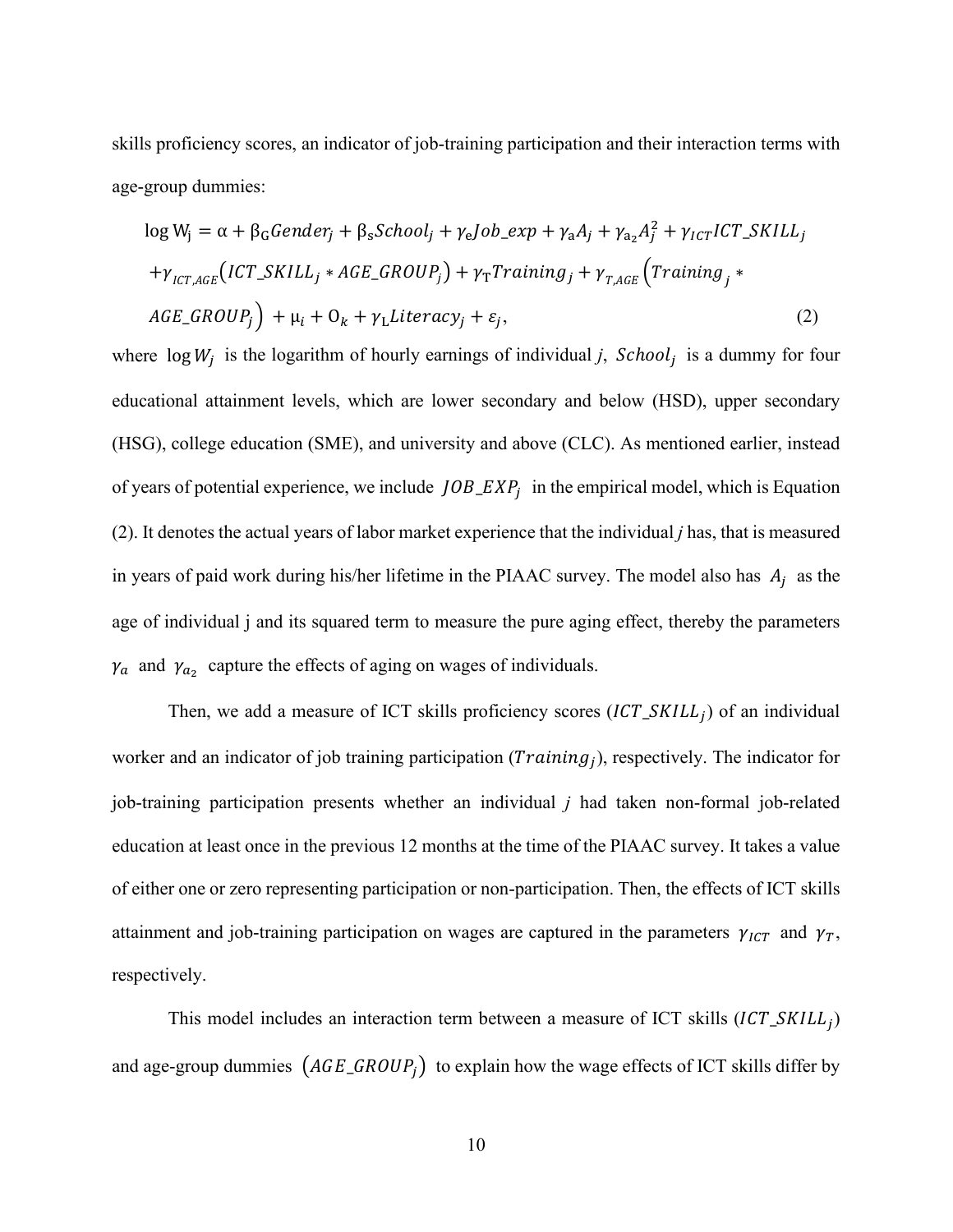skills proficiency scores, an indicator of job-training participation and their interaction terms with age-group dummies:

$$\log \mathrm{W_j} = \alpha + \beta_G Gender_j + \beta_s School_j + \gamma_e Job\_exp + \gamma_a A_j + \gamma_{a_2} A_j^2 + \gamma_{ICT} ICT\_SKILL_j$$
$$+ \gamma_{ICT,AGE}\left(ICT\_SKILL_j * AGE\_GROUP_j\right) + \gamma_T Training_j + \gamma_{T,AGE}\left(Training_j * \right.$$
$$\left. AGE\_GROUP_j\right) + \mu_i + 0_k + \gamma_L Literacy_j + \varepsilon_j, \tag{2}$$

where $\log W_j$ is the logarithm of hourly earnings of individual *j*, $School_j$ is a dummy for four educational attainment levels, which are lower secondary and below (HSD), upper secondary (HSG), college education (SME), and university and above (CLC). As mentioned earlier, instead of years of potential experience, we include $JOB\_EXP_j$ in the empirical model, which is Equation (2). It denotes the actual years of labor market experience that the individual *j* has, that is measured in years of paid work during his/her lifetime in the PIAAC survey. The model also has $A_j$ as the age of individual j and its squared term to measure the pure aging effect, thereby the parameters $\gamma_a$ and $\gamma_{a_2}$ capture the effects of aging on wages of individuals.

Then, we add a measure of ICT skills proficiency scores ($ICT\_SKILL_j$) of an individual worker and an indicator of job training participation ($Training_j$), respectively. The indicator for job-training participation presents whether an individual *j* had taken non-formal job-related education at least once in the previous 12 months at the time of the PIAAC survey. It takes a value of either one or zero representing participation or non-participation. Then, the effects of ICT skills attainment and job-training participation on wages are captured in the parameters $\gamma_{ICT}$ and $\gamma_T$, respectively.

This model includes an interaction term between a measure of ICT skills ($ICT\_SKILL_j$) and age-group dummies $\left(AGE\_GROUP_j\right)$ to explain how the wage effects of ICT skills differ by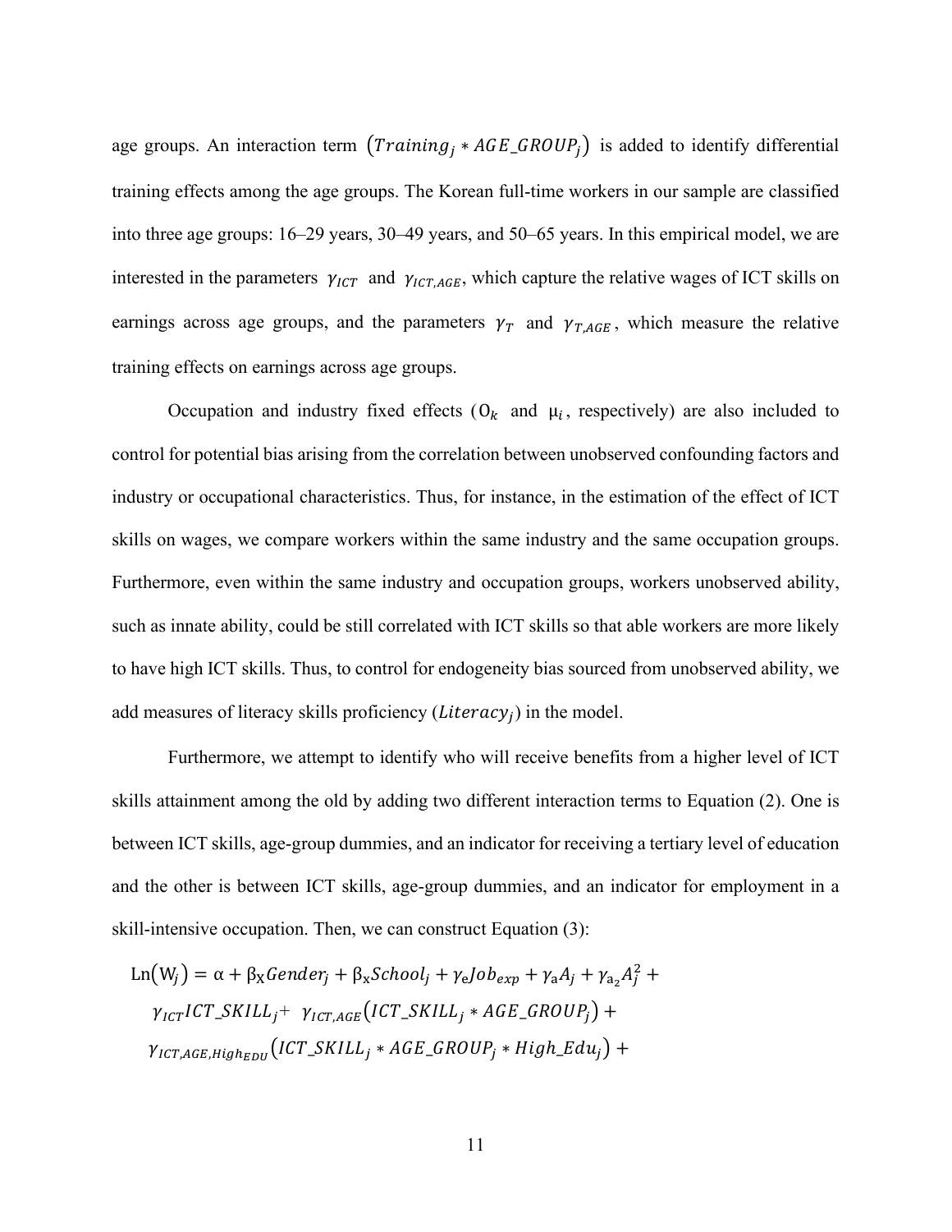age groups. An interaction term $\left(Training_j * AGE\_GROUP_j\right)$ is added to identify differential training effects among the age groups. The Korean full-time workers in our sample are classified into three age groups: 16–29 years, 30–49 years, and 50–65 years. In this empirical model, we are interested in the parameters $\gamma_{ICT}$ and $\gamma_{ICT,AGE}$, which capture the relative wages of ICT skills on earnings across age groups, and the parameters $\gamma_T$ and $\gamma_{T,AGE}$, which measure the relative training effects on earnings across age groups.

Occupation and industry fixed effects ($O_k$ and $\mu_i$, respectively) are also included to control for potential bias arising from the correlation between unobserved confounding factors and industry or occupational characteristics. Thus, for instance, in the estimation of the effect of ICT skills on wages, we compare workers within the same industry and the same occupation groups. Furthermore, even within the same industry and occupation groups, workers unobserved ability, such as innate ability, could be still correlated with ICT skills so that able workers are more likely to have high ICT skills. Thus, to control for endogeneity bias sourced from unobserved ability, we add measures of literacy skills proficiency ($Literacy_j$) in the model.

Furthermore, we attempt to identify who will receive benefits from a higher level of ICT skills attainment among the old by adding two different interaction terms to Equation (2). One is between ICT skills, age-group dummies, and an indicator for receiving a tertiary level of education and the other is between ICT skills, age-group dummies, and an indicator for employment in a skill-intensive occupation. Then, we can construct Equation (3):

$$
\begin{aligned}
\mathrm{Ln}\left(\mathrm{W}_j\right) = {} & \alpha + \beta_{\mathrm{X}} Gender_j + \beta_{\mathrm{x}} School_j + \gamma_{\mathrm{e}} Job_{exp} + \gamma_{\mathrm{a}} A_j + \gamma_{\mathrm{a}_2} A_j^2 + \\
& \gamma_{ICT} ICT\_SKILL_j + \gamma_{ICT,AGE}\left(ICT\_SKILL_j * AGE\_GROUP_j\right) + \\
& \gamma_{ICT,AGE,High_{EDU}}\left(ICT\_SKILL_j * AGE\_GROUP_j * High\_Edu_j\right) +
\end{aligned}
$$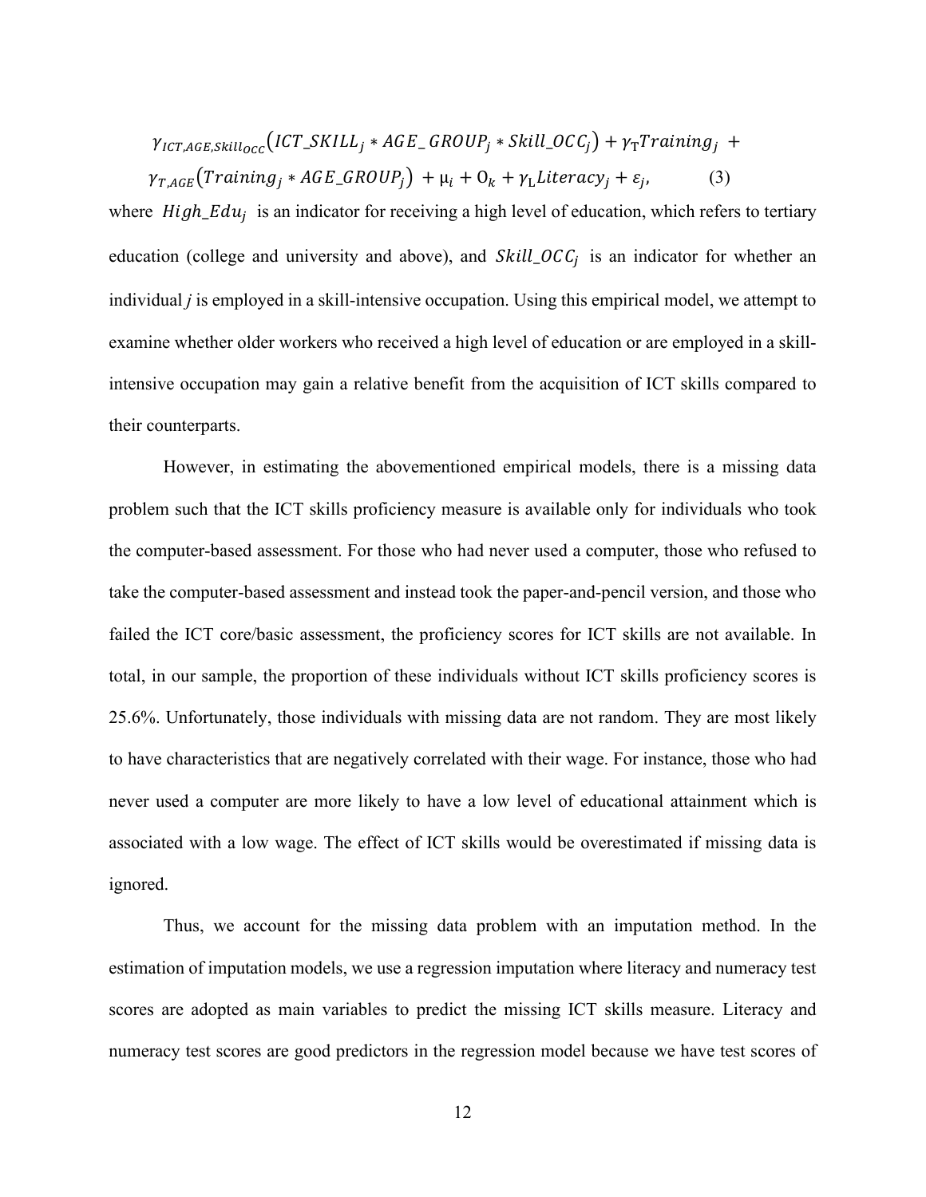$$\gamma_{ICT,AGE,Skill_{OCC}}\left(ICT\_SKILL_j * AGE\_GROUP_j * Skill\_OCC_j\right) + \gamma_{T}Training_j + \gamma_{T,AGE}\left(Training_j * AGE\_GROUP_j\right) + \mu_i + O_k + \gamma_{L}Literacy_j + \varepsilon_j, \qquad (3)$$

where $High\_Edu_j$ is an indicator for receiving a high level of education, which refers to tertiary education (college and university and above), and $Skill\_OCC_j$ is an indicator for whether an individual $j$ is employed in a skill-intensive occupation. Using this empirical model, we attempt to examine whether older workers who received a high level of education or are employed in a skill-intensive occupation may gain a relative benefit from the acquisition of ICT skills compared to their counterparts.

However, in estimating the abovementioned empirical models, there is a missing data problem such that the ICT skills proficiency measure is available only for individuals who took the computer-based assessment. For those who had never used a computer, those who refused to take the computer-based assessment and instead took the paper-and-pencil version, and those who failed the ICT core/basic assessment, the proficiency scores for ICT skills are not available. In total, in our sample, the proportion of these individuals without ICT skills proficiency scores is 25.6%. Unfortunately, those individuals with missing data are not random. They are most likely to have characteristics that are negatively correlated with their wage. For instance, those who had never used a computer are more likely to have a low level of educational attainment which is associated with a low wage. The effect of ICT skills would be overestimated if missing data is ignored.

Thus, we account for the missing data problem with an imputation method. In the estimation of imputation models, we use a regression imputation where literacy and numeracy test scores are adopted as main variables to predict the missing ICT skills measure. Literacy and numeracy test scores are good predictors in the regression model because we have test scores of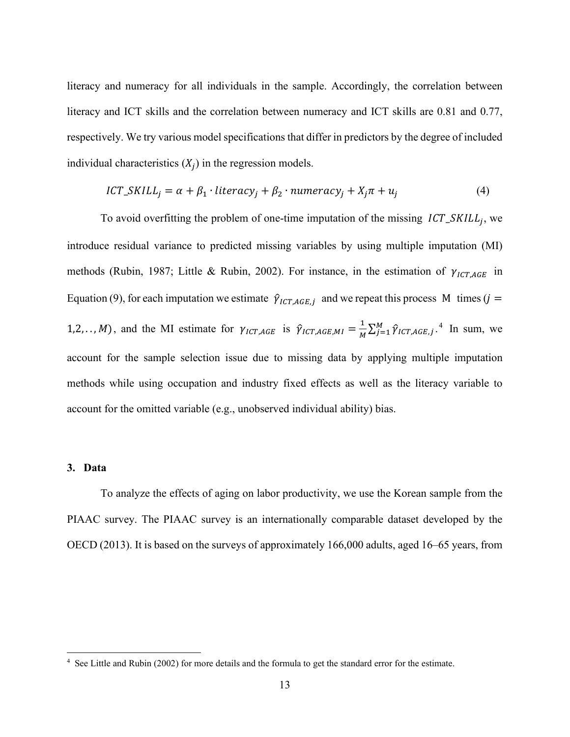literacy and numeracy for all individuals in the sample. Accordingly, the correlation between literacy and ICT skills and the correlation between numeracy and ICT skills are 0.81 and 0.77, respectively. We try various model specifications that differ in predictors by the degree of included individual characteristics ($X_j$) in the regression models.

$$ICT\_SKILL_j = \alpha + \beta_1 \cdot literacy_j + \beta_2 \cdot numeracy_j + X_j\pi + u_j \tag{4}$$

To avoid overfitting the problem of one-time imputation of the missing $ICT\_SKILL_j$, we introduce residual variance to predicted missing variables by using multiple imputation (MI) methods (Rubin, 1987; Little & Rubin, 2002). For instance, in the estimation of $\gamma_{ICT,AGE}$ in Equation (9), for each imputation we estimate $\hat{\gamma}_{ICT,AGE,j}$ and we repeat this process M times ($j = 1,2,..,M$), and the MI estimate for $\gamma_{ICT,AGE}$ is $\hat{\gamma}_{ICT,AGE,MI} = \frac{1}{M}\sum_{j=1}^{M}\hat{\gamma}_{ICT,AGE,j}$.[4] In sum, we account for the sample selection issue due to missing data by applying multiple imputation methods while using occupation and industry fixed effects as well as the literacy variable to account for the omitted variable (e.g., unobserved individual ability) bias.

## 3. Data

To analyze the effects of aging on labor productivity, we use the Korean sample from the PIAAC survey. The PIAAC survey is an internationally comparable dataset developed by the OECD (2013). It is based on the surveys of approximately 166,000 adults, aged 16–65 years, from

[4] See Little and Rubin (2002) for more details and the formula to get the standard error for the estimate.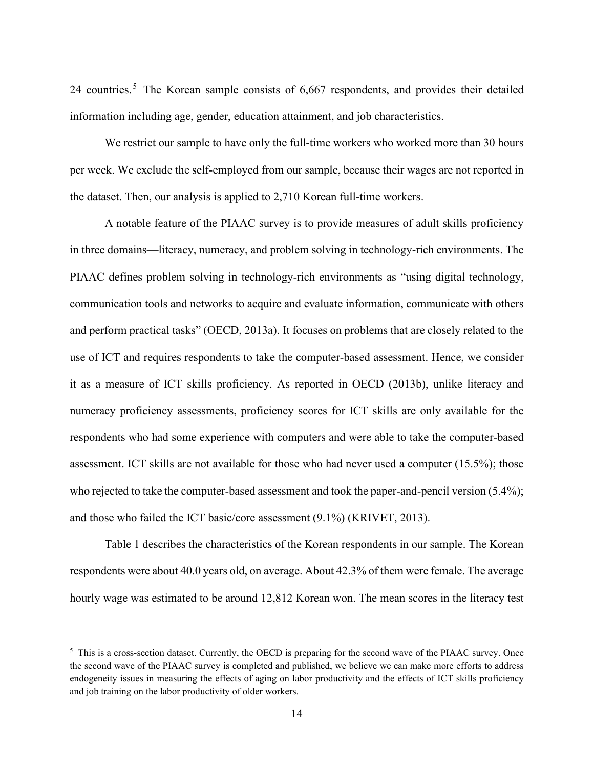24 countries.[5] The Korean sample consists of 6,667 respondents, and provides their detailed information including age, gender, education attainment, and job characteristics.

We restrict our sample to have only the full-time workers who worked more than 30 hours per week. We exclude the self-employed from our sample, because their wages are not reported in the dataset. Then, our analysis is applied to 2,710 Korean full-time workers.

A notable feature of the PIAAC survey is to provide measures of adult skills proficiency in three domains—literacy, numeracy, and problem solving in technology-rich environments. The PIAAC defines problem solving in technology-rich environments as "using digital technology, communication tools and networks to acquire and evaluate information, communicate with others and perform practical tasks" (OECD, 2013a). It focuses on problems that are closely related to the use of ICT and requires respondents to take the computer-based assessment. Hence, we consider it as a measure of ICT skills proficiency. As reported in OECD (2013b), unlike literacy and numeracy proficiency assessments, proficiency scores for ICT skills are only available for the respondents who had some experience with computers and were able to take the computer-based assessment. ICT skills are not available for those who had never used a computer (15.5%); those who rejected to take the computer-based assessment and took the paper-and-pencil version (5.4%); and those who failed the ICT basic/core assessment (9.1%) (KRIVET, 2013).

Table 1 describes the characteristics of the Korean respondents in our sample. The Korean respondents were about 40.0 years old, on average. About 42.3% of them were female. The average hourly wage was estimated to be around 12,812 Korean won. The mean scores in the literacy test

[5] This is a cross-section dataset. Currently, the OECD is preparing for the second wave of the PIAAC survey. Once the second wave of the PIAAC survey is completed and published, we believe we can make more efforts to address endogeneity issues in measuring the effects of aging on labor productivity and the effects of ICT skills proficiency and job training on the labor productivity of older workers.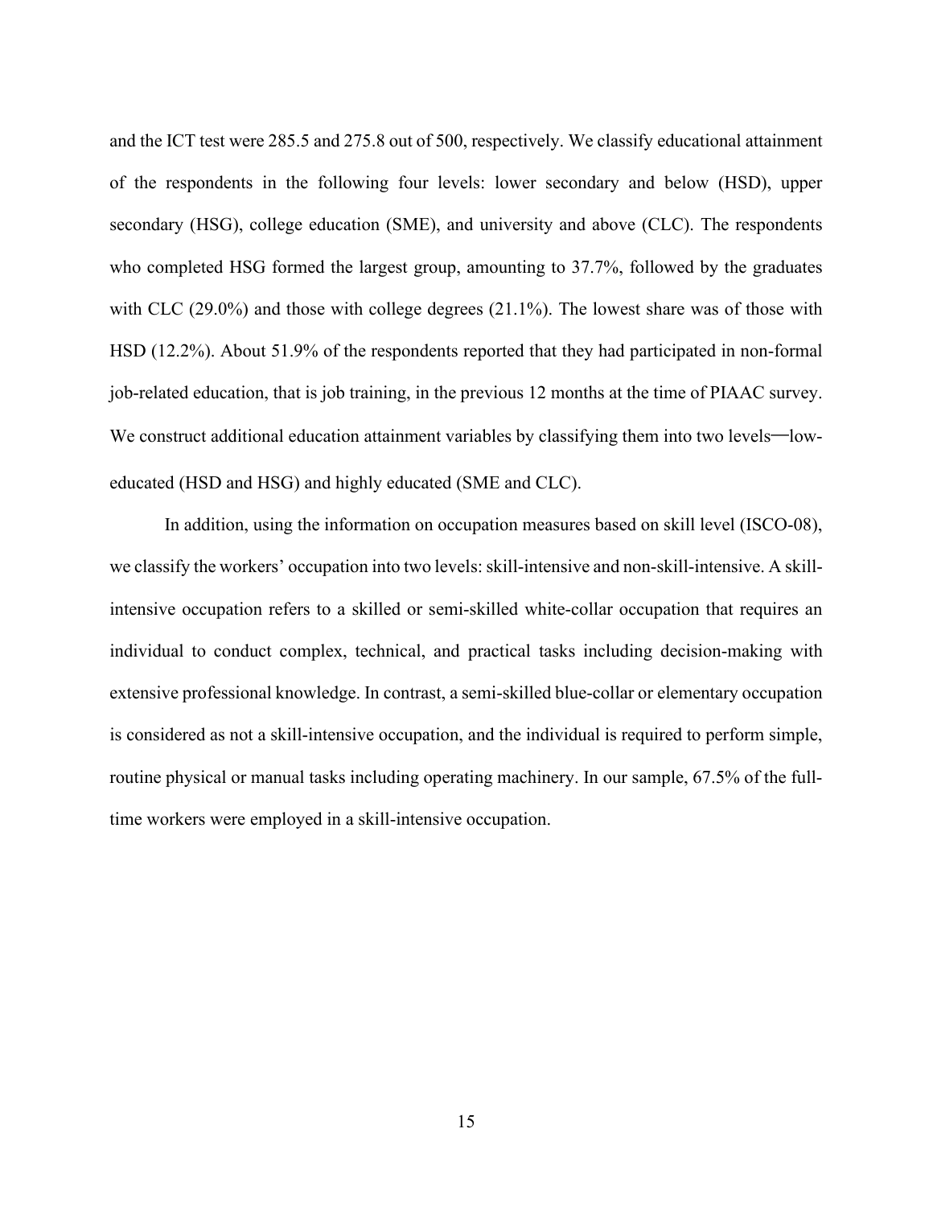and the ICT test were 285.5 and 275.8 out of 500, respectively. We classify educational attainment of the respondents in the following four levels: lower secondary and below (HSD), upper secondary (HSG), college education (SME), and university and above (CLC). The respondents who completed HSG formed the largest group, amounting to 37.7%, followed by the graduates with CLC (29.0%) and those with college degrees (21.1%). The lowest share was of those with HSD (12.2%). About 51.9% of the respondents reported that they had participated in non-formal job-related education, that is job training, in the previous 12 months at the time of PIAAC survey. We construct additional education attainment variables by classifying them into two levels—low-educated (HSD and HSG) and highly educated (SME and CLC).

In addition, using the information on occupation measures based on skill level (ISCO-08), we classify the workers' occupation into two levels: skill-intensive and non-skill-intensive. A skill-intensive occupation refers to a skilled or semi-skilled white-collar occupation that requires an individual to conduct complex, technical, and practical tasks including decision-making with extensive professional knowledge. In contrast, a semi-skilled blue-collar or elementary occupation is considered as not a skill-intensive occupation, and the individual is required to perform simple, routine physical or manual tasks including operating machinery. In our sample, 67.5% of the full-time workers were employed in a skill-intensive occupation.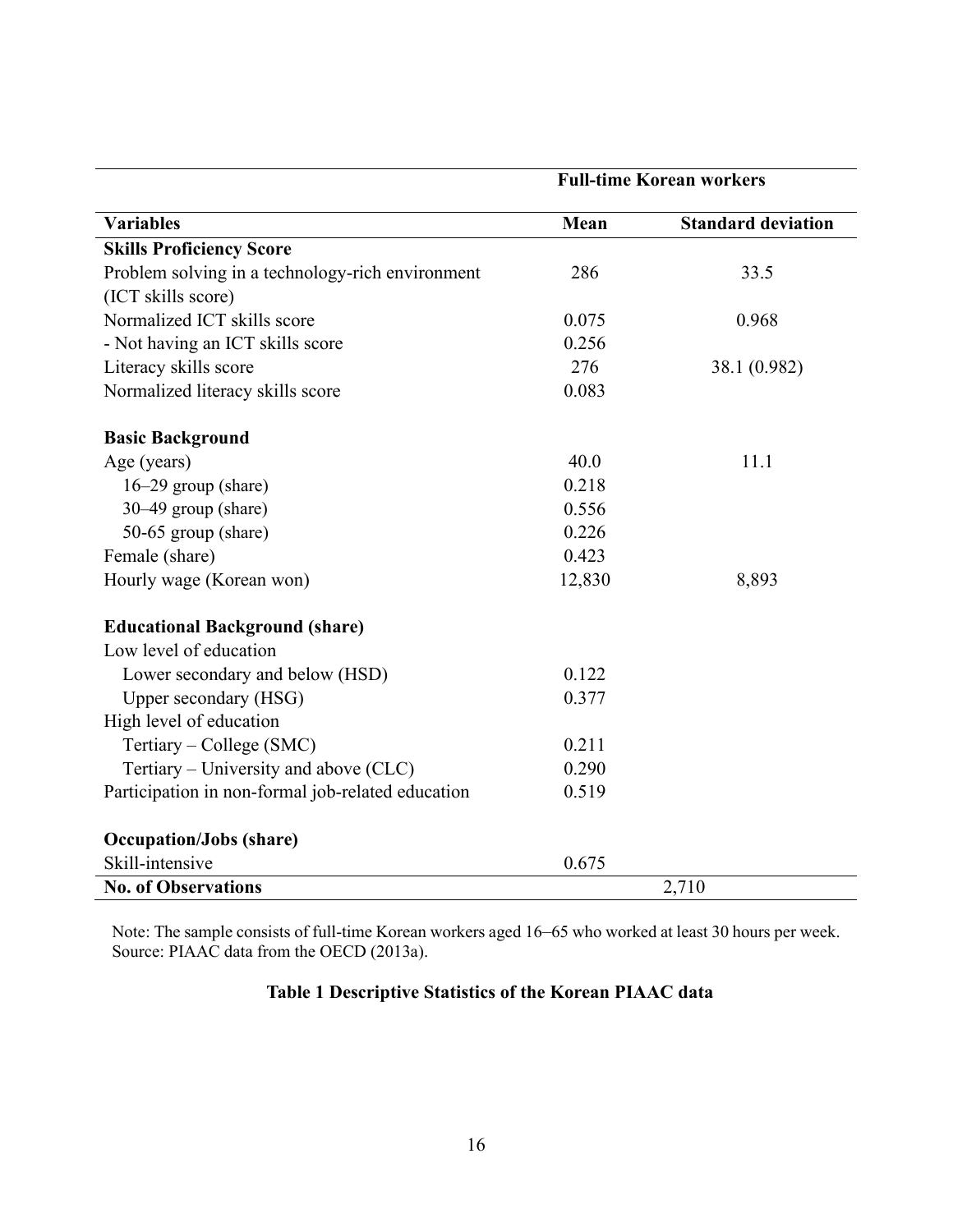| | Full-time Korean workers | |
|---|---|---|
| **Variables** | **Mean** | **Standard deviation** |
| **Skills Proficiency Score** | | |
| Problem solving in a technology-rich environment (ICT skills score) | 286 | 33.5 |
| Normalized ICT skills score | 0.075 | 0.968 |
| - Not having an ICT skills score | 0.256 | |
| Literacy skills score | 276 | 38.1 (0.982) |
| Normalized literacy skills score | 0.083 | |
| **Basic Background** | | |
| Age (years) | 40.0 | 11.1 |
| 16–29 group (share) | 0.218 | |
| 30–49 group (share) | 0.556 | |
| 50-65 group (share) | 0.226 | |
| Female (share) | 0.423 | |
| Hourly wage (Korean won) | 12,830 | 8,893 |
| **Educational Background (share)** | | |
| Low level of education | | |
| Lower secondary and below (HSD) | 0.122 | |
| Upper secondary (HSG) | 0.377 | |
| High level of education | | |
| Tertiary – College (SMC) | 0.211 | |
| Tertiary – University and above (CLC) | 0.290 | |
| Participation in non-formal job-related education | 0.519 | |
| **Occupation/Jobs (share)** | | |
| Skill-intensive | 0.675 | |
| **No. of Observations** | 2,710 | |

Note: The sample consists of full-time Korean workers aged 16–65 who worked at least 30 hours per week. Source: PIAAC data from the OECD (2013a).

**Table 1 Descriptive Statistics of the Korean PIAAC data**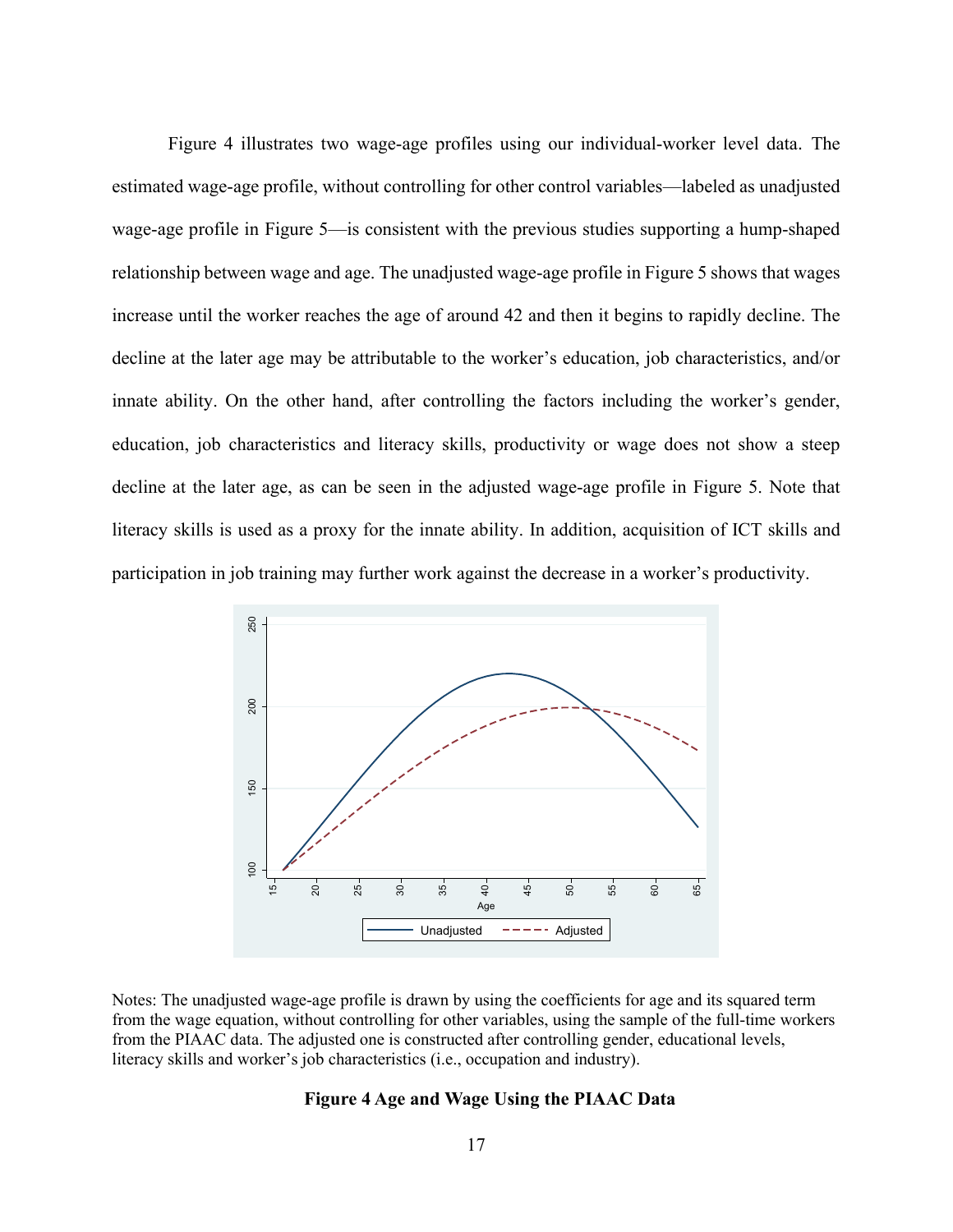Figure 4 illustrates two wage-age profiles using our individual-worker level data. The estimated wage-age profile, without controlling for other control variables—labeled as unadjusted wage-age profile in Figure 5—is consistent with the previous studies supporting a hump-shaped relationship between wage and age. The unadjusted wage-age profile in Figure 5 shows that wages increase until the worker reaches the age of around 42 and then it begins to rapidly decline. The decline at the later age may be attributable to the worker's education, job characteristics, and/or innate ability. On the other hand, after controlling the factors including the worker's gender, education, job characteristics and literacy skills, productivity or wage does not show a steep decline at the later age, as can be seen in the adjusted wage-age profile in Figure 5. Note that literacy skills is used as a proxy for the innate ability. In addition, acquisition of ICT skills and participation in job training may further work against the decrease in a worker's productivity.

Notes: The unadjusted wage-age profile is drawn by using the coefficients for age and its squared term from the wage equation, without controlling for other variables, using the sample of the full-time workers from the PIAAC data. The adjusted one is constructed after controlling gender, educational levels, literacy skills and worker's job characteristics (i.e., occupation and industry).

**Figure 4 Age and Wage Using the PIAAC Data**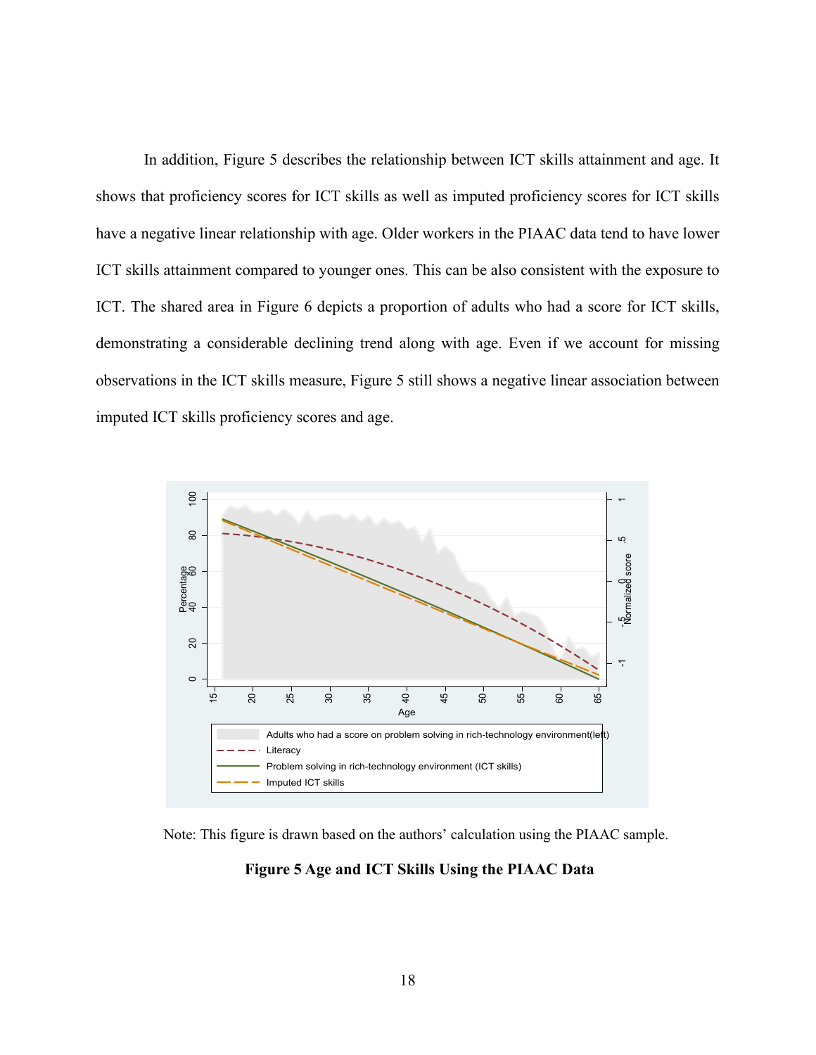In addition, Figure 5 describes the relationship between ICT skills attainment and age. It shows that proficiency scores for ICT skills as well as imputed proficiency scores for ICT skills have a negative linear relationship with age. Older workers in the PIAAC data tend to have lower ICT skills attainment compared to younger ones. This can be also consistent with the exposure to ICT. The shared area in Figure 6 depicts a proportion of adults who had a score for ICT skills, demonstrating a considerable declining trend along with age. Even if we account for missing observations in the ICT skills measure, Figure 5 still shows a negative linear association between imputed ICT skills proficiency scores and age.

Note: This figure is drawn based on the authors' calculation using the PIAAC sample.

**Figure 5 Age and ICT Skills Using the PIAAC Data**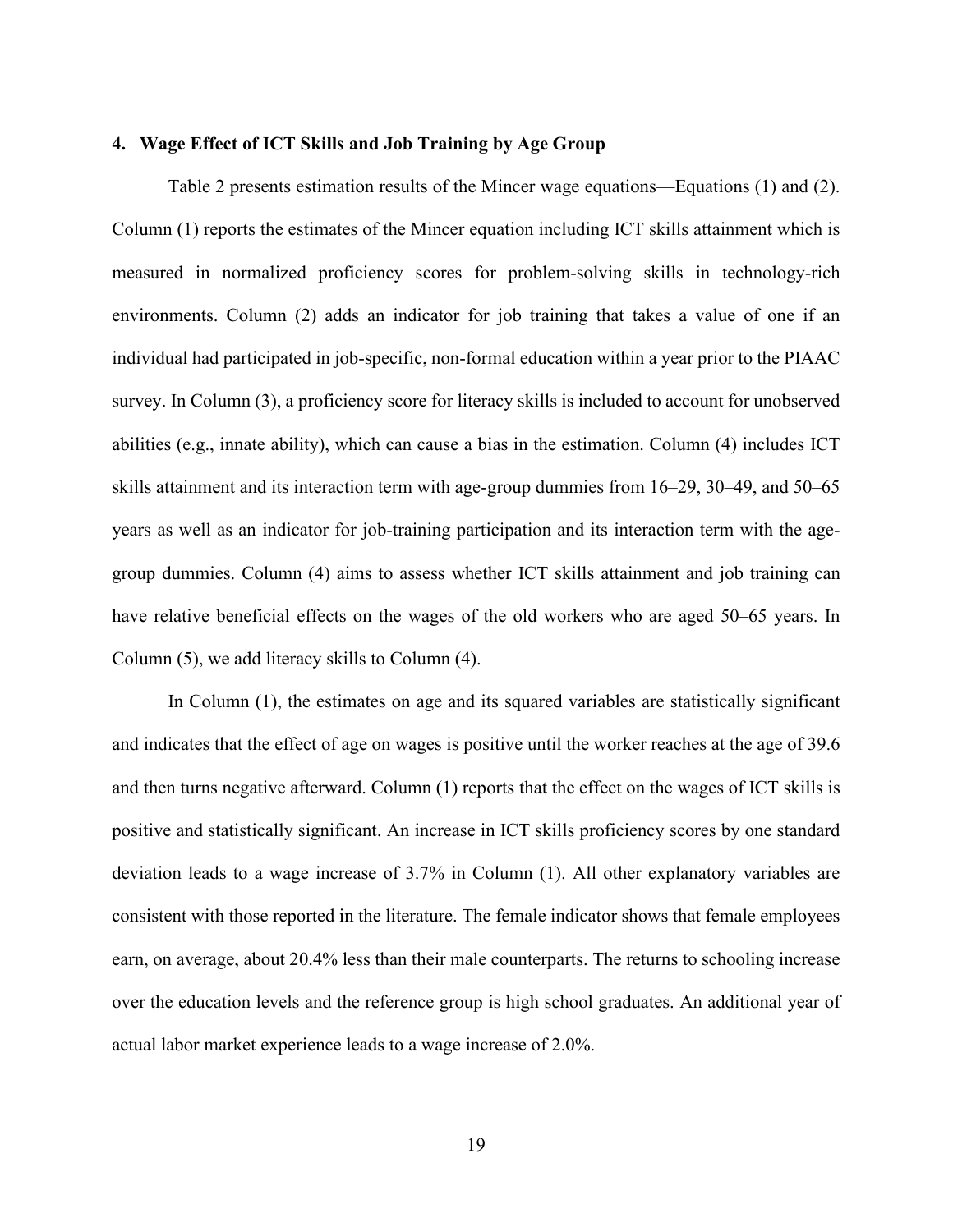## 4. Wage Effect of ICT Skills and Job Training by Age Group

Table 2 presents estimation results of the Mincer wage equations—Equations (1) and (2). Column (1) reports the estimates of the Mincer equation including ICT skills attainment which is measured in normalized proficiency scores for problem-solving skills in technology-rich environments. Column (2) adds an indicator for job training that takes a value of one if an individual had participated in job-specific, non-formal education within a year prior to the PIAAC survey. In Column (3), a proficiency score for literacy skills is included to account for unobserved abilities (e.g., innate ability), which can cause a bias in the estimation. Column (4) includes ICT skills attainment and its interaction term with age-group dummies from 16–29, 30–49, and 50–65 years as well as an indicator for job-training participation and its interaction term with the age-group dummies. Column (4) aims to assess whether ICT skills attainment and job training can have relative beneficial effects on the wages of the old workers who are aged 50–65 years. In Column (5), we add literacy skills to Column (4).

In Column (1), the estimates on age and its squared variables are statistically significant and indicates that the effect of age on wages is positive until the worker reaches at the age of 39.6 and then turns negative afterward. Column (1) reports that the effect on the wages of ICT skills is positive and statistically significant. An increase in ICT skills proficiency scores by one standard deviation leads to a wage increase of 3.7% in Column (1). All other explanatory variables are consistent with those reported in the literature. The female indicator shows that female employees earn, on average, about 20.4% less than their male counterparts. The returns to schooling increase over the education levels and the reference group is high school graduates. An additional year of actual labor market experience leads to a wage increase of 2.0%.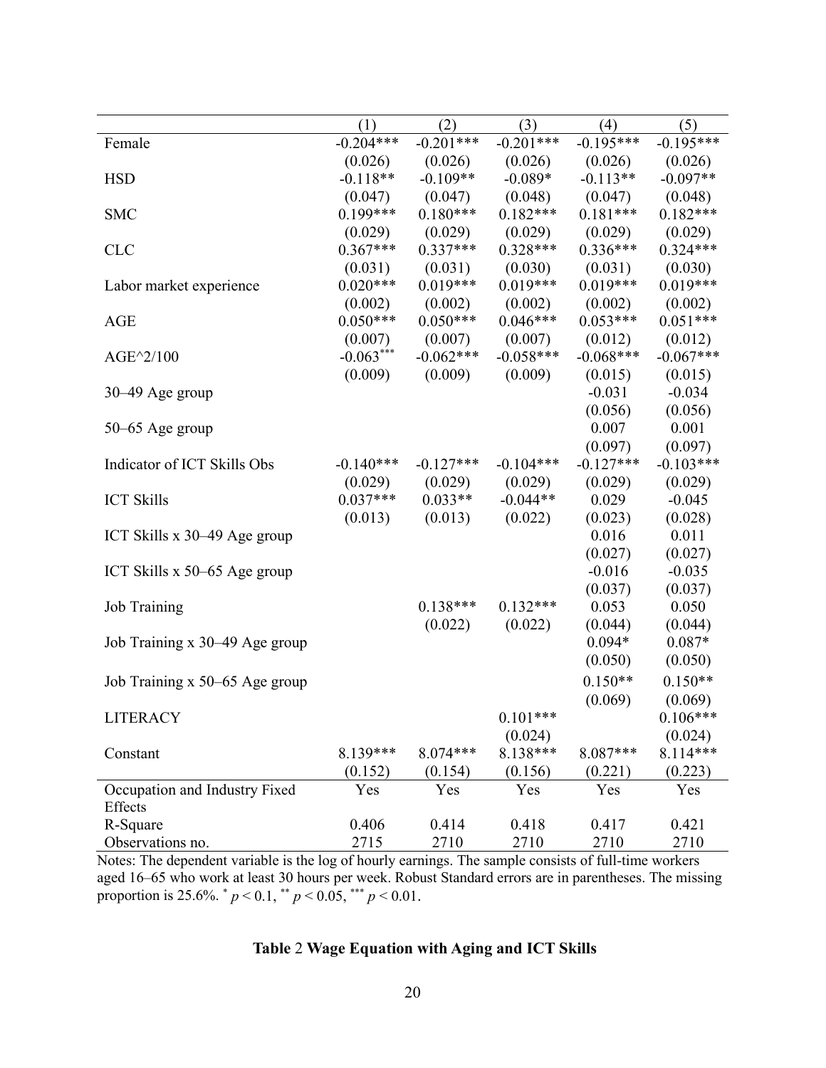| | (1) | (2) | (3) | (4) | (5) |
|---|---|---|---|---|---|
| Female | -0.204*** | -0.201*** | -0.201*** | -0.195*** | -0.195*** |
| | (0.026) | (0.026) | (0.026) | (0.026) | (0.026) |
| HSD | -0.118** | -0.109** | -0.089* | -0.113** | -0.097** |
| | (0.047) | (0.047) | (0.048) | (0.047) | (0.048) |
| SMC | 0.199*** | 0.180*** | 0.182*** | 0.181*** | 0.182*** |
| | (0.029) | (0.029) | (0.029) | (0.029) | (0.029) |
| CLC | 0.367*** | 0.337*** | 0.328*** | 0.336*** | 0.324*** |
| | (0.031) | (0.031) | (0.030) | (0.031) | (0.030) |
| Labor market experience | 0.020*** | 0.019*** | 0.019*** | 0.019*** | 0.019*** |
| | (0.002) | (0.002) | (0.002) | (0.002) | (0.002) |
| AGE | 0.050*** | 0.050*** | 0.046*** | 0.053*** | 0.051*** |
| | (0.007) | (0.007) | (0.007) | (0.012) | (0.012) |
| AGE^2/100 | -0.063*** | -0.062*** | -0.058*** | -0.068*** | -0.067*** |
| | (0.009) | (0.009) | (0.009) | (0.015) | (0.015) |
| 30–49 Age group | | | | -0.031 | -0.034 |
| | | | | (0.056) | (0.056) |
| 50–65 Age group | | | | 0.007 | 0.001 |
| | | | | (0.097) | (0.097) |
| Indicator of ICT Skills Obs | -0.140*** | -0.127*** | -0.104*** | -0.127*** | -0.103*** |
| | (0.029) | (0.029) | (0.029) | (0.029) | (0.029) |
| ICT Skills | 0.037*** | 0.033** | -0.044** | 0.029 | -0.045 |
| | (0.013) | (0.013) | (0.022) | (0.023) | (0.028) |
| ICT Skills x 30–49 Age group | | | | 0.016 | 0.011 |
| | | | | (0.027) | (0.027) |
| ICT Skills x 50–65 Age group | | | | -0.016 | -0.035 |
| | | | | (0.037) | (0.037) |
| Job Training | | 0.138*** | 0.132*** | 0.053 | 0.050 |
| | | (0.022) | (0.022) | (0.044) | (0.044) |
| Job Training x 30–49 Age group | | | | 0.094* | 0.087* |
| | | | | (0.050) | (0.050) |
| Job Training x 50–65 Age group | | | | 0.150** | 0.150** |
| | | | | (0.069) | (0.069) |
| LITERACY | | | 0.101*** | | 0.106*** |
| | | | (0.024) | | (0.024) |
| Constant | 8.139*** | 8.074*** | 8.138*** | 8.087*** | 8.114*** |
| | (0.152) | (0.154) | (0.156) | (0.221) | (0.223) |
| Occupation and Industry Fixed Effects | Yes | Yes | Yes | Yes | Yes |
| R-Square | 0.406 | 0.414 | 0.418 | 0.417 | 0.421 |
| Observations no. | 2715 | 2710 | 2710 | 2710 | 2710 |

Notes: The dependent variable is the log of hourly earnings. The sample consists of full-time workers aged 16–65 who work at least 30 hours per week. Robust Standard errors are in parentheses. The missing proportion is 25.6%. * $p < 0.1$, ** $p < 0.05$, *** $p < 0.01$.

**Table 2 Wage Equation with Aging and ICT Skills**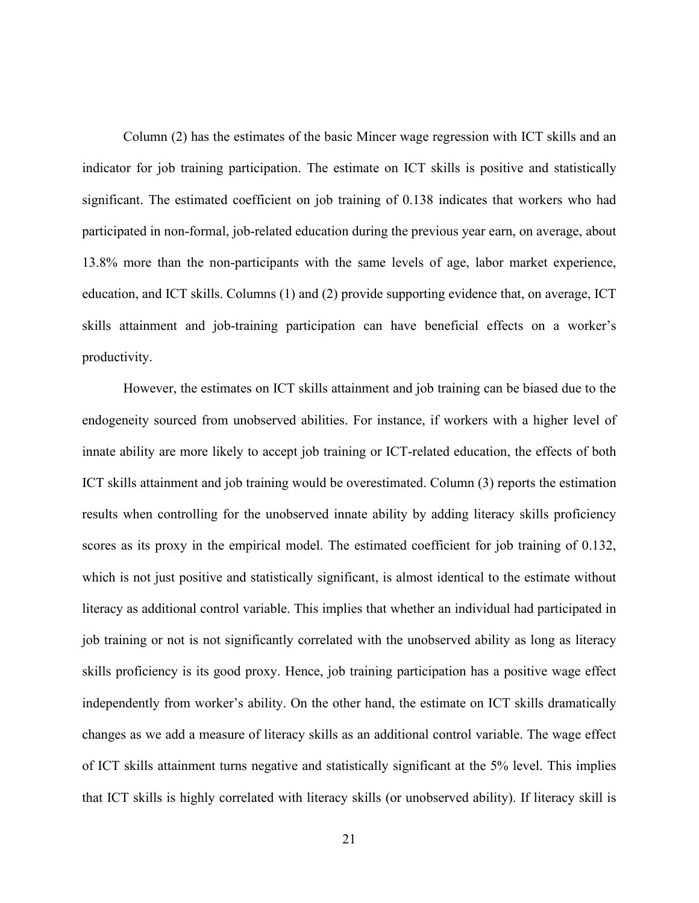Column (2) has the estimates of the basic Mincer wage regression with ICT skills and an indicator for job training participation. The estimate on ICT skills is positive and statistically significant. The estimated coefficient on job training of 0.138 indicates that workers who had participated in non-formal, job-related education during the previous year earn, on average, about 13.8% more than the non-participants with the same levels of age, labor market experience, education, and ICT skills. Columns (1) and (2) provide supporting evidence that, on average, ICT skills attainment and job-training participation can have beneficial effects on a worker's productivity.

However, the estimates on ICT skills attainment and job training can be biased due to the endogeneity sourced from unobserved abilities. For instance, if workers with a higher level of innate ability are more likely to accept job training or ICT-related education, the effects of both ICT skills attainment and job training would be overestimated. Column (3) reports the estimation results when controlling for the unobserved innate ability by adding literacy skills proficiency scores as its proxy in the empirical model. The estimated coefficient for job training of 0.132, which is not just positive and statistically significant, is almost identical to the estimate without literacy as additional control variable. This implies that whether an individual had participated in job training or not is not significantly correlated with the unobserved ability as long as literacy skills proficiency is its good proxy. Hence, job training participation has a positive wage effect independently from worker's ability. On the other hand, the estimate on ICT skills dramatically changes as we add a measure of literacy skills as an additional control variable. The wage effect of ICT skills attainment turns negative and statistically significant at the 5% level. This implies that ICT skills is highly correlated with literacy skills (or unobserved ability). If literacy skill is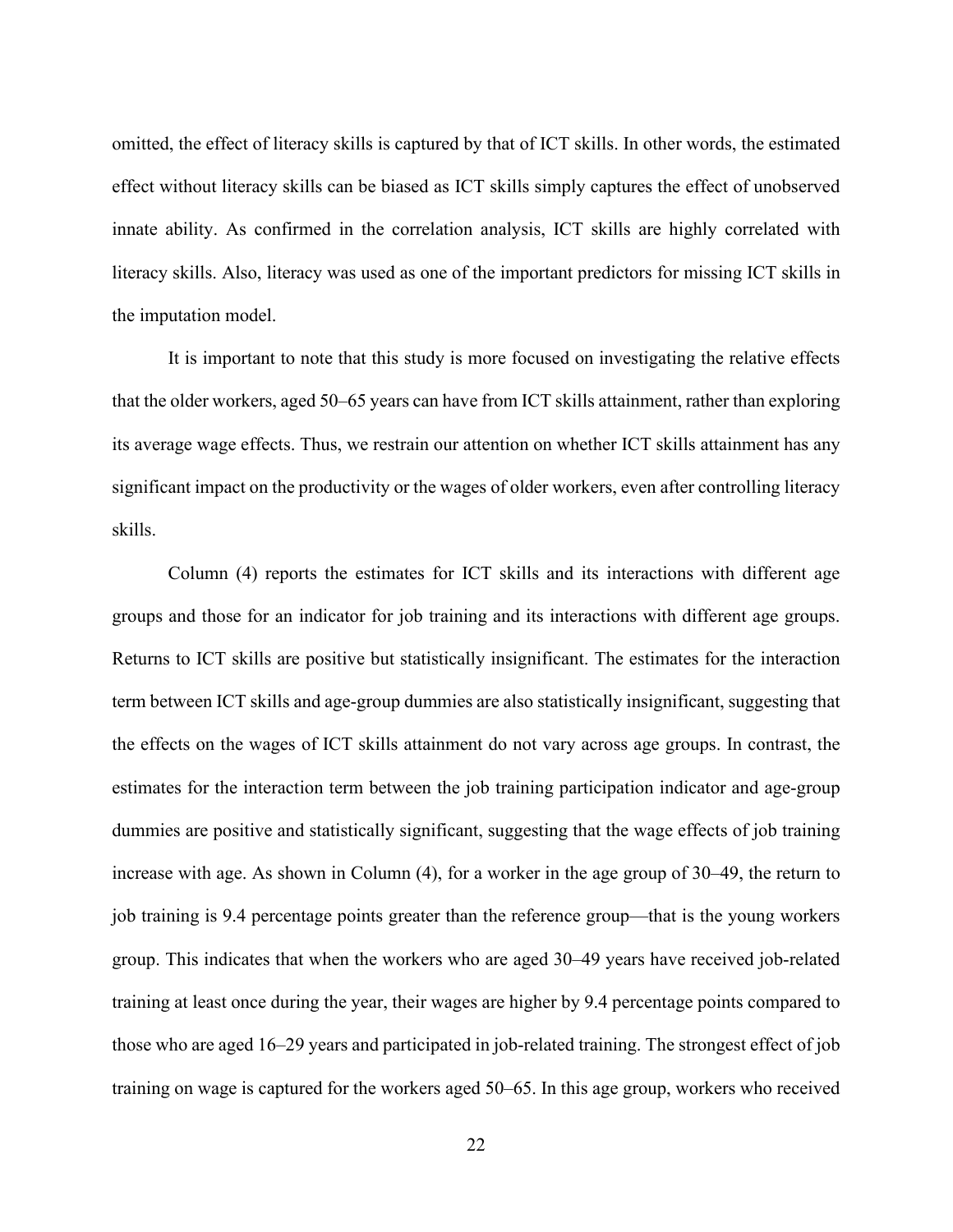omitted, the effect of literacy skills is captured by that of ICT skills. In other words, the estimated effect without literacy skills can be biased as ICT skills simply captures the effect of unobserved innate ability. As confirmed in the correlation analysis, ICT skills are highly correlated with literacy skills. Also, literacy was used as one of the important predictors for missing ICT skills in the imputation model.

It is important to note that this study is more focused on investigating the relative effects that the older workers, aged 50–65 years can have from ICT skills attainment, rather than exploring its average wage effects. Thus, we restrain our attention on whether ICT skills attainment has any significant impact on the productivity or the wages of older workers, even after controlling literacy skills.

Column (4) reports the estimates for ICT skills and its interactions with different age groups and those for an indicator for job training and its interactions with different age groups. Returns to ICT skills are positive but statistically insignificant. The estimates for the interaction term between ICT skills and age-group dummies are also statistically insignificant, suggesting that the effects on the wages of ICT skills attainment do not vary across age groups. In contrast, the estimates for the interaction term between the job training participation indicator and age-group dummies are positive and statistically significant, suggesting that the wage effects of job training increase with age. As shown in Column (4), for a worker in the age group of 30–49, the return to job training is 9.4 percentage points greater than the reference group—that is the young workers group. This indicates that when the workers who are aged 30–49 years have received job-related training at least once during the year, their wages are higher by 9.4 percentage points compared to those who are aged 16–29 years and participated in job-related training. The strongest effect of job training on wage is captured for the workers aged 50–65. In this age group, workers who received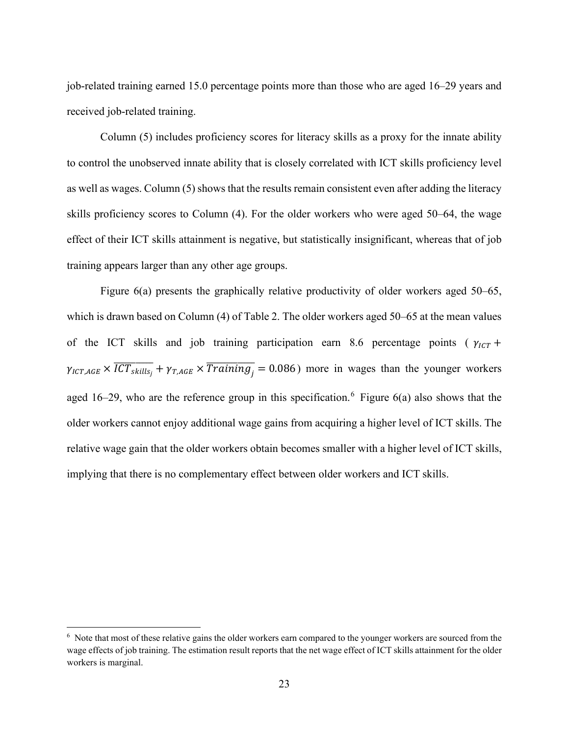job-related training earned 15.0 percentage points more than those who are aged 16–29 years and received job-related training.

Column (5) includes proficiency scores for literacy skills as a proxy for the innate ability to control the unobserved innate ability that is closely correlated with ICT skills proficiency level as well as wages. Column (5) shows that the results remain consistent even after adding the literacy skills proficiency scores to Column (4). For the older workers who were aged 50–64, the wage effect of their ICT skills attainment is negative, but statistically insignificant, whereas that of job training appears larger than any other age groups.

Figure 6(a) presents the graphically relative productivity of older workers aged 50–65, which is drawn based on Column (4) of Table 2. The older workers aged 50–65 at the mean values of the ICT skills and job training participation earn 8.6 percentage points ($\gamma_{ICT} + \gamma_{ICT,AGE} \times \overline{ICT_{skills_j}} + \gamma_{T,AGE} \times \overline{Training_j} = 0.086$) more in wages than the younger workers aged 16–29, who are the reference group in this specification.[6] Figure 6(a) also shows that the older workers cannot enjoy additional wage gains from acquiring a higher level of ICT skills. The relative wage gain that the older workers obtain becomes smaller with a higher level of ICT skills, implying that there is no complementary effect between older workers and ICT skills.

---

[6] Note that most of these relative gains the older workers earn compared to the younger workers are sourced from the wage effects of job training. The estimation result reports that the net wage effect of ICT skills attainment for the older workers is marginal.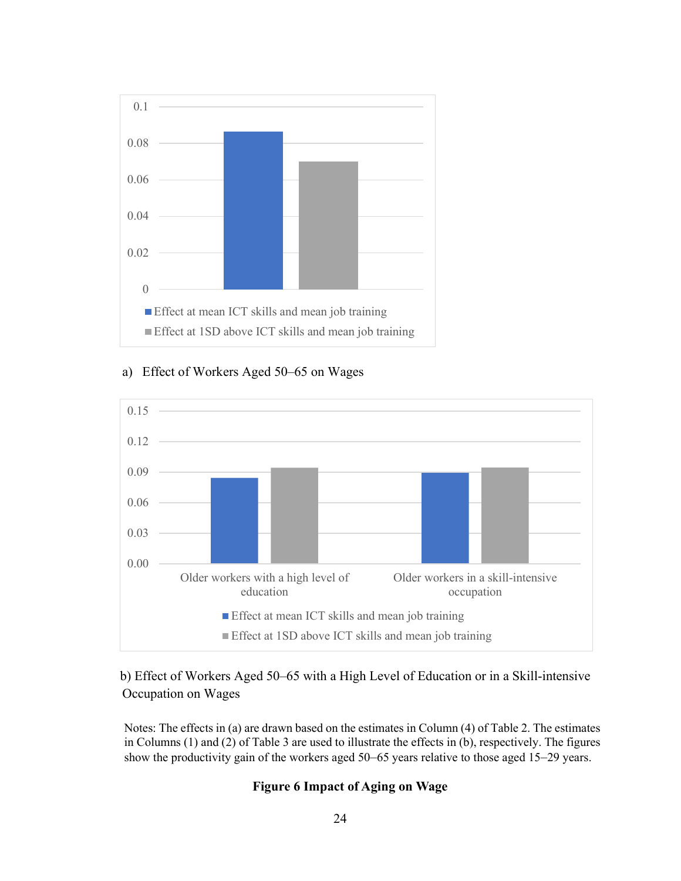a) Effect of Workers Aged 50–65 on Wages

b) Effect of Workers Aged 50–65 with a High Level of Education or in a Skill-intensive Occupation on Wages

Notes: The effects in (a) are drawn based on the estimates in Column (4) of Table 2. The estimates in Columns (1) and (2) of Table 3 are used to illustrate the effects in (b), respectively. The figures show the productivity gain of the workers aged 50–65 years relative to those aged 15–29 years.

**Figure 6 Impact of Aging on Wage**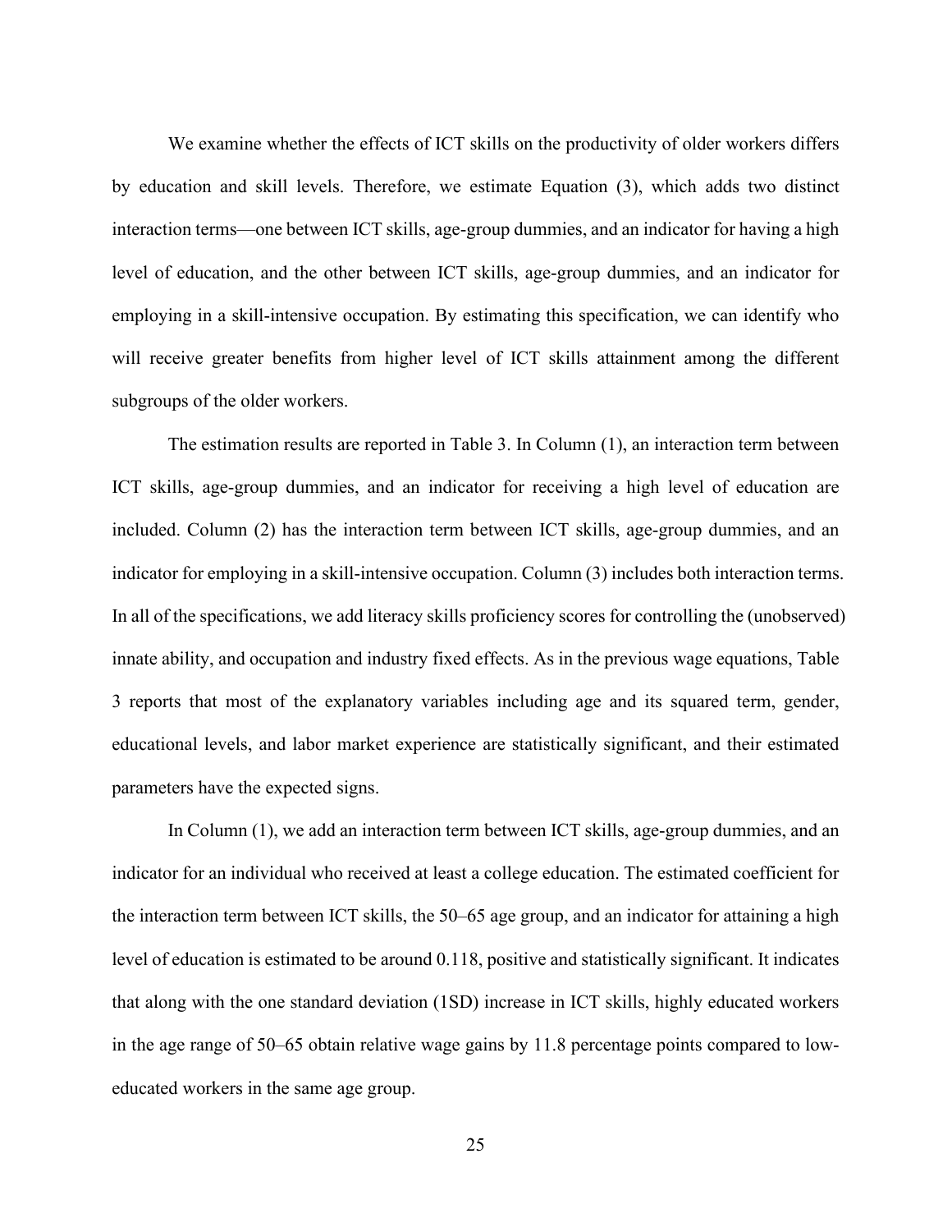We examine whether the effects of ICT skills on the productivity of older workers differs by education and skill levels. Therefore, we estimate Equation (3), which adds two distinct interaction terms—one between ICT skills, age-group dummies, and an indicator for having a high level of education, and the other between ICT skills, age-group dummies, and an indicator for employing in a skill-intensive occupation. By estimating this specification, we can identify who will receive greater benefits from higher level of ICT skills attainment among the different subgroups of the older workers.

The estimation results are reported in Table 3. In Column (1), an interaction term between ICT skills, age-group dummies, and an indicator for receiving a high level of education are included. Column (2) has the interaction term between ICT skills, age-group dummies, and an indicator for employing in a skill-intensive occupation. Column (3) includes both interaction terms. In all of the specifications, we add literacy skills proficiency scores for controlling the (unobserved) innate ability, and occupation and industry fixed effects. As in the previous wage equations, Table 3 reports that most of the explanatory variables including age and its squared term, gender, educational levels, and labor market experience are statistically significant, and their estimated parameters have the expected signs.

In Column (1), we add an interaction term between ICT skills, age-group dummies, and an indicator for an individual who received at least a college education. The estimated coefficient for the interaction term between ICT skills, the 50–65 age group, and an indicator for attaining a high level of education is estimated to be around 0.118, positive and statistically significant. It indicates that along with the one standard deviation (1SD) increase in ICT skills, highly educated workers in the age range of 50–65 obtain relative wage gains by 11.8 percentage points compared to low-educated workers in the same age group.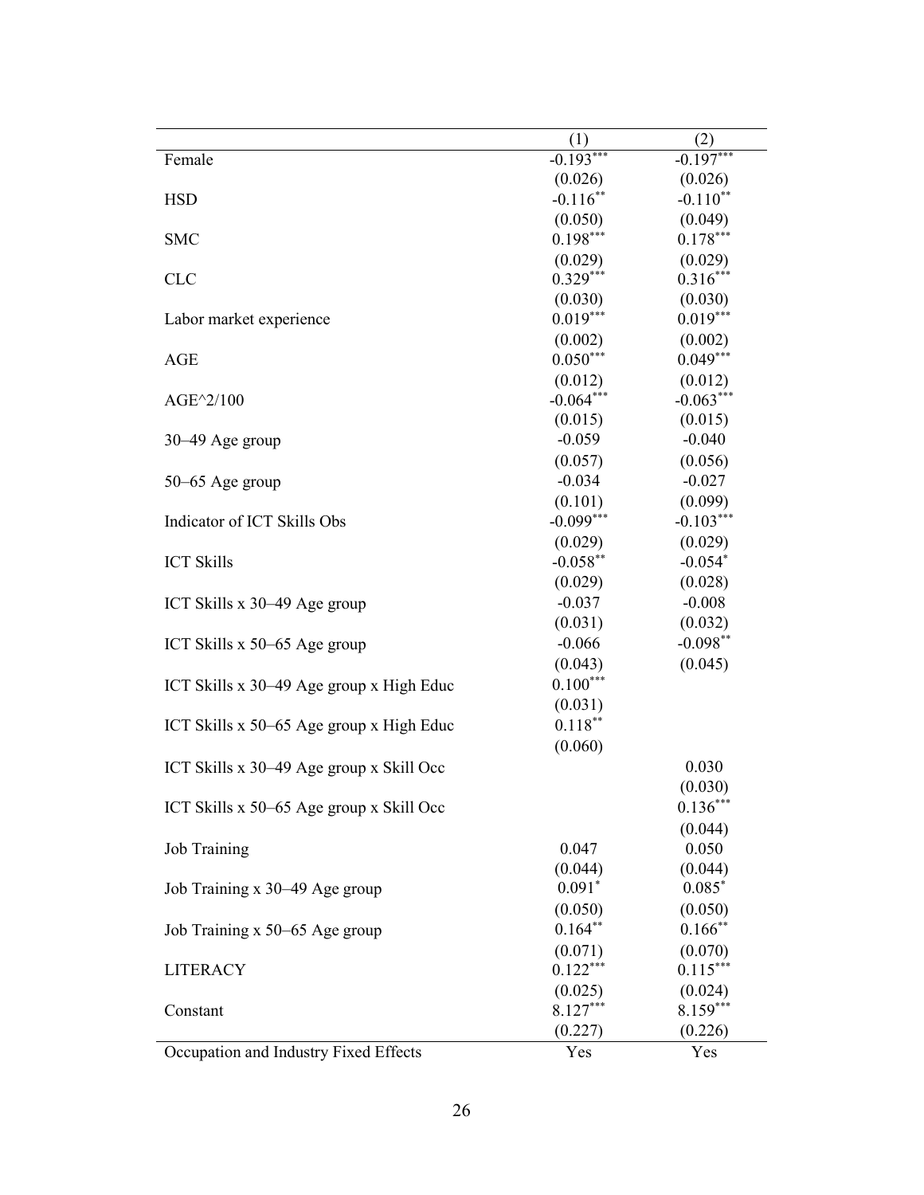| | (1) | (2) |
|---|---|---|
| Female | -0.193*** | -0.197*** |
| | (0.026) | (0.026) |
| HSD | -0.116** | -0.110** |
| | (0.050) | (0.049) |
| SMC | 0.198*** | 0.178*** |
| | (0.029) | (0.029) |
| CLC | 0.329*** | 0.316*** |
| | (0.030) | (0.030) |
| Labor market experience | 0.019*** | 0.019*** |
| | (0.002) | (0.002) |
| AGE | 0.050*** | 0.049*** |
| | (0.012) | (0.012) |
| AGE^2/100 | -0.064*** | -0.063*** |
| | (0.015) | (0.015) |
| 30–49 Age group | -0.059 | -0.040 |
| | (0.057) | (0.056) |
| 50–65 Age group | -0.034 | -0.027 |
| | (0.101) | (0.099) |
| Indicator of ICT Skills Obs | -0.099*** | -0.103*** |
| | (0.029) | (0.029) |
| ICT Skills | -0.058** | -0.054* |
| | (0.029) | (0.028) |
| ICT Skills x 30–49 Age group | -0.037 | -0.008 |
| | (0.031) | (0.032) |
| ICT Skills x 50–65 Age group | -0.066 | -0.098** |
| | (0.043) | (0.045) |
| ICT Skills x 30–49 Age group x High Educ | 0.100*** | |
| | (0.031) | |
| ICT Skills x 50–65 Age group x High Educ | 0.118** | |
| | (0.060) | |
| ICT Skills x 30–49 Age group x Skill Occ | | 0.030 |
| | | (0.030) |
| ICT Skills x 50–65 Age group x Skill Occ | | 0.136*** |
| | | (0.044) |
| Job Training | 0.047 | 0.050 |
| | (0.044) | (0.044) |
| Job Training x 30–49 Age group | 0.091* | 0.085* |
| | (0.050) | (0.050) |
| Job Training x 50–65 Age group | 0.164** | 0.166** |
| | (0.071) | (0.070) |
| LITERACY | 0.122*** | 0.115*** |
| | (0.025) | (0.024) |
| Constant | 8.127*** | 8.159*** |
| | (0.227) | (0.226) |
| Occupation and Industry Fixed Effects | Yes | Yes |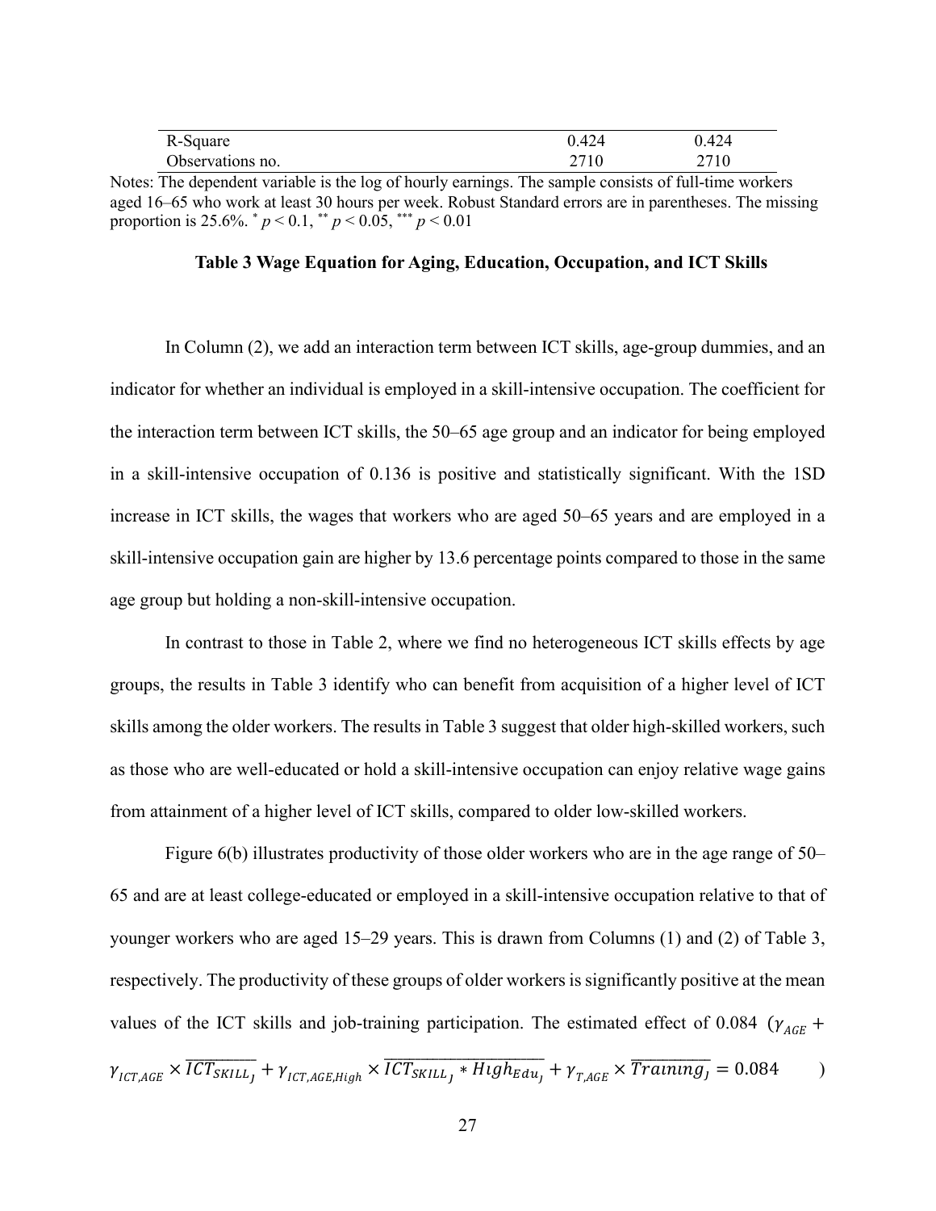| | | |
|---|---|---|
| R-Square | 0.424 | 0.424 |
| Observations no. | 2710 | 2710 |

Notes: The dependent variable is the log of hourly earnings. The sample consists of full-time workers aged 16–65 who work at least 30 hours per week. Robust Standard errors are in parentheses. The missing proportion is 25.6%. * $p < 0.1$, ** $p < 0.05$, *** $p < 0.01$

**Table 3 Wage Equation for Aging, Education, Occupation, and ICT Skills**

In Column (2), we add an interaction term between ICT skills, age-group dummies, and an indicator for whether an individual is employed in a skill-intensive occupation. The coefficient for the interaction term between ICT skills, the 50–65 age group and an indicator for being employed in a skill-intensive occupation of 0.136 is positive and statistically significant. With the 1SD increase in ICT skills, the wages that workers who are aged 50–65 years and are employed in a skill-intensive occupation gain are higher by 13.6 percentage points compared to those in the same age group but holding a non-skill-intensive occupation.

In contrast to those in Table 2, where we find no heterogeneous ICT skills effects by age groups, the results in Table 3 identify who can benefit from acquisition of a higher level of ICT skills among the older workers. The results in Table 3 suggest that older high-skilled workers, such as those who are well-educated or hold a skill-intensive occupation can enjoy relative wage gains from attainment of a higher level of ICT skills, compared to older low-skilled workers.

Figure 6(b) illustrates productivity of those older workers who are in the age range of 50–65 and are at least college-educated or employed in a skill-intensive occupation relative to that of younger workers who are aged 15–29 years. This is drawn from Columns (1) and (2) of Table 3, respectively. The productivity of these groups of older workers is significantly positive at the mean values of the ICT skills and job-training participation. The estimated effect of 0.084 ($\gamma_{AGE} + \gamma_{ICT,AGE} \times \overline{ICT_{SKILL_J}} + \gamma_{ICT,AGE,High} \times \overline{ICT_{SKILL_J} * High_{Edu_J}} + \gamma_{T,AGE} \times \overline{Training_J} = 0.084$ )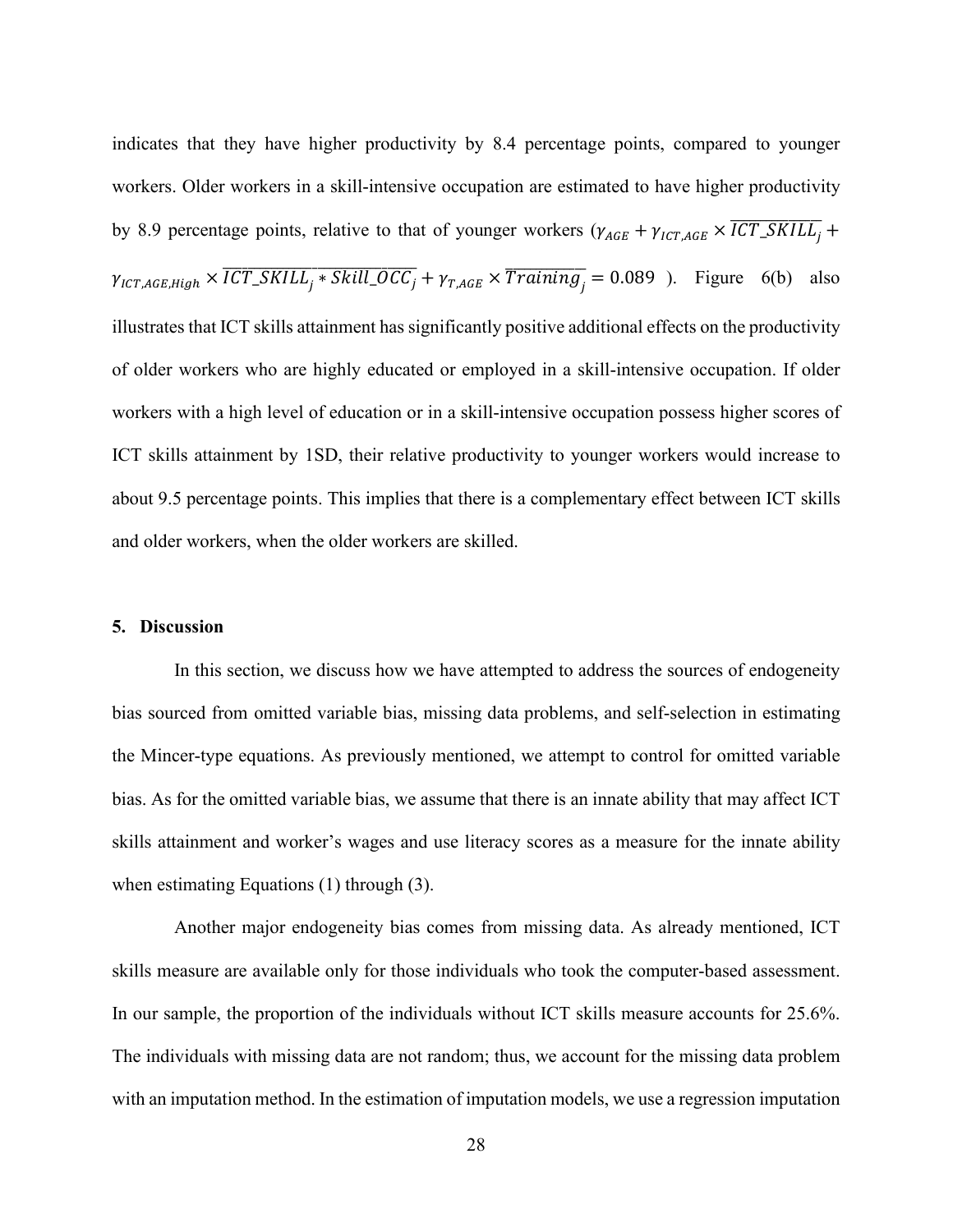indicates that they have higher productivity by 8.4 percentage points, compared to younger workers. Older workers in a skill-intensive occupation are estimated to have higher productivity by 8.9 percentage points, relative to that of younger workers ($\gamma_{AGE} + \gamma_{ICT,AGE} \times \overline{ICT\_SKILL_j} + \gamma_{ICT,AGE,High} \times \overline{ICT\_SKILL_j * Skill\_OCC_j} + \gamma_{T,AGE} \times \overline{Training_j} = 0.089$). Figure 6(b) also illustrates that ICT skills attainment has significantly positive additional effects on the productivity of older workers who are highly educated or employed in a skill-intensive occupation. If older workers with a high level of education or in a skill-intensive occupation possess higher scores of ICT skills attainment by 1SD, their relative productivity to younger workers would increase to about 9.5 percentage points. This implies that there is a complementary effect between ICT skills and older workers, when the older workers are skilled.

## 5. Discussion

In this section, we discuss how we have attempted to address the sources of endogeneity bias sourced from omitted variable bias, missing data problems, and self-selection in estimating the Mincer-type equations. As previously mentioned, we attempt to control for omitted variable bias. As for the omitted variable bias, we assume that there is an innate ability that may affect ICT skills attainment and worker's wages and use literacy scores as a measure for the innate ability when estimating Equations (1) through (3).

Another major endogeneity bias comes from missing data. As already mentioned, ICT skills measure are available only for those individuals who took the computer-based assessment. In our sample, the proportion of the individuals without ICT skills measure accounts for 25.6%. The individuals with missing data are not random; thus, we account for the missing data problem with an imputation method. In the estimation of imputation models, we use a regression imputation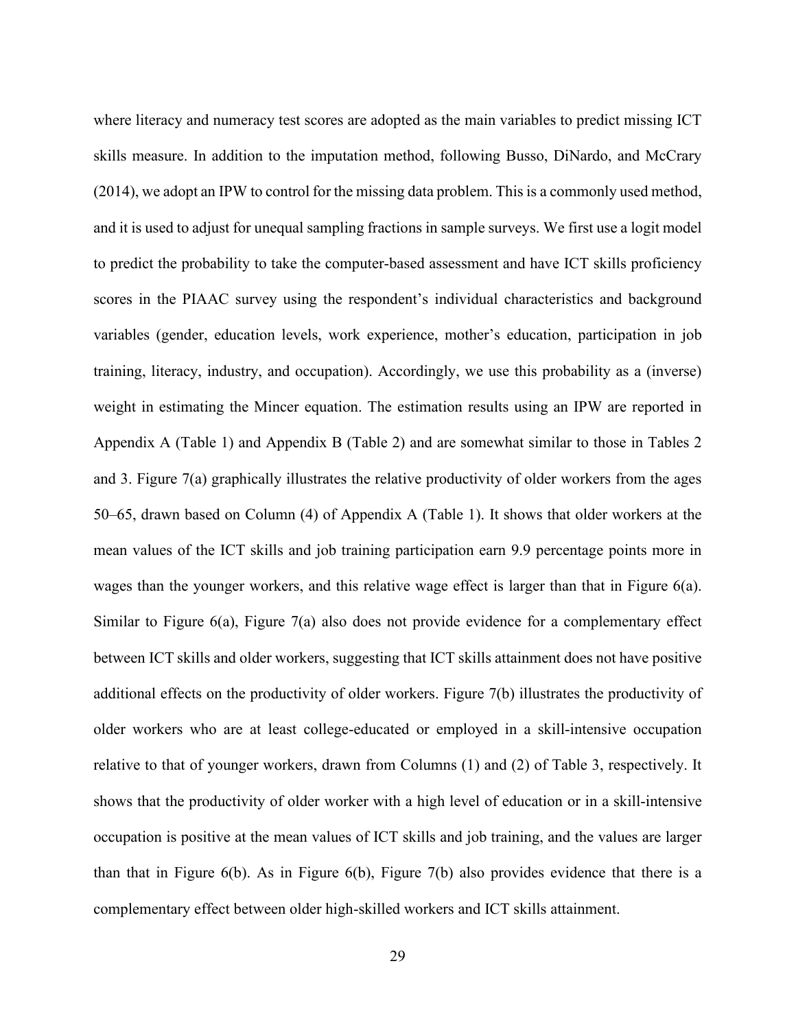where literacy and numeracy test scores are adopted as the main variables to predict missing ICT skills measure. In addition to the imputation method, following Busso, DiNardo, and McCrary (2014), we adopt an IPW to control for the missing data problem. This is a commonly used method, and it is used to adjust for unequal sampling fractions in sample surveys. We first use a logit model to predict the probability to take the computer-based assessment and have ICT skills proficiency scores in the PIAAC survey using the respondent's individual characteristics and background variables (gender, education levels, work experience, mother's education, participation in job training, literacy, industry, and occupation). Accordingly, we use this probability as a (inverse) weight in estimating the Mincer equation. The estimation results using an IPW are reported in Appendix A (Table 1) and Appendix B (Table 2) and are somewhat similar to those in Tables 2 and 3. Figure 7(a) graphically illustrates the relative productivity of older workers from the ages 50–65, drawn based on Column (4) of Appendix A (Table 1). It shows that older workers at the mean values of the ICT skills and job training participation earn 9.9 percentage points more in wages than the younger workers, and this relative wage effect is larger than that in Figure 6(a). Similar to Figure 6(a), Figure 7(a) also does not provide evidence for a complementary effect between ICT skills and older workers, suggesting that ICT skills attainment does not have positive additional effects on the productivity of older workers. Figure 7(b) illustrates the productivity of older workers who are at least college-educated or employed in a skill-intensive occupation relative to that of younger workers, drawn from Columns (1) and (2) of Table 3, respectively. It shows that the productivity of older worker with a high level of education or in a skill-intensive occupation is positive at the mean values of ICT skills and job training, and the values are larger than that in Figure 6(b). As in Figure 6(b), Figure 7(b) also provides evidence that there is a complementary effect between older high-skilled workers and ICT skills attainment.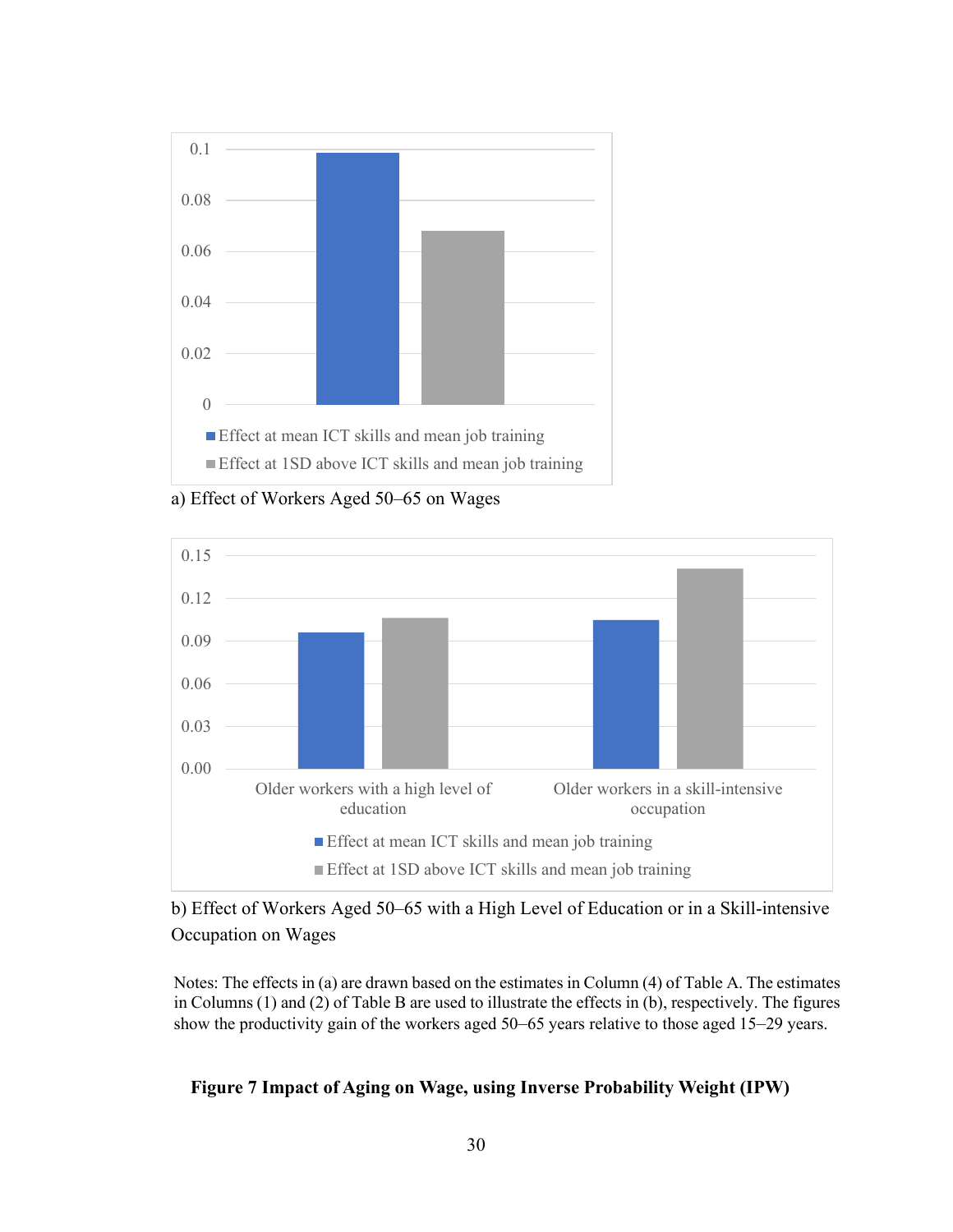a) Effect of Workers Aged 50–65 on Wages

b) Effect of Workers Aged 50–65 with a High Level of Education or in a Skill-intensive Occupation on Wages

Notes: The effects in (a) are drawn based on the estimates in Column (4) of Table A. The estimates in Columns (1) and (2) of Table B are used to illustrate the effects in (b), respectively. The figures show the productivity gain of the workers aged 50–65 years relative to those aged 15–29 years.

**Figure 7 Impact of Aging on Wage, using Inverse Probability Weight (IPW)**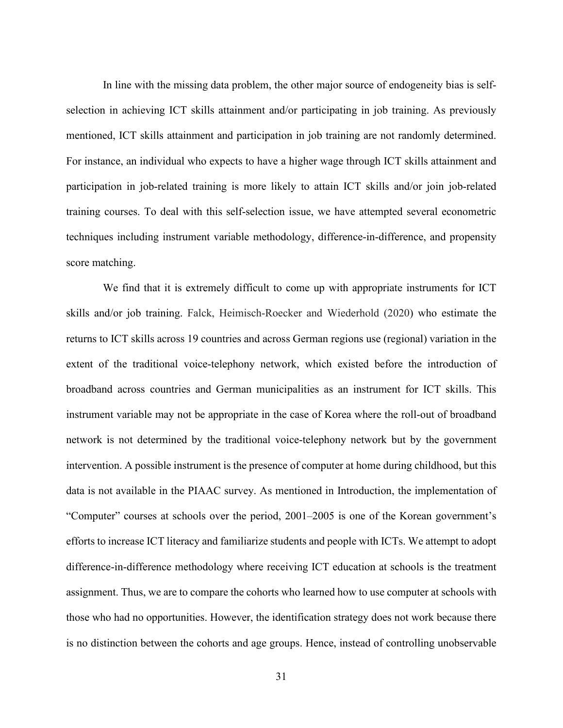In line with the missing data problem, the other major source of endogeneity bias is self-selection in achieving ICT skills attainment and/or participating in job training. As previously mentioned, ICT skills attainment and participation in job training are not randomly determined. For instance, an individual who expects to have a higher wage through ICT skills attainment and participation in job-related training is more likely to attain ICT skills and/or join job-related training courses. To deal with this self-selection issue, we have attempted several econometric techniques including instrument variable methodology, difference-in-difference, and propensity score matching.

We find that it is extremely difficult to come up with appropriate instruments for ICT skills and/or job training. Falck, Heimisch-Roecker and Wiederhold (2020) who estimate the returns to ICT skills across 19 countries and across German regions use (regional) variation in the extent of the traditional voice-telephony network, which existed before the introduction of broadband across countries and German municipalities as an instrument for ICT skills. This instrument variable may not be appropriate in the case of Korea where the roll-out of broadband network is not determined by the traditional voice-telephony network but by the government intervention. A possible instrument is the presence of computer at home during childhood, but this data is not available in the PIAAC survey. As mentioned in Introduction, the implementation of "Computer" courses at schools over the period, 2001–2005 is one of the Korean government's efforts to increase ICT literacy and familiarize students and people with ICTs. We attempt to adopt difference-in-difference methodology where receiving ICT education at schools is the treatment assignment. Thus, we are to compare the cohorts who learned how to use computer at schools with those who had no opportunities. However, the identification strategy does not work because there is no distinction between the cohorts and age groups. Hence, instead of controlling unobservable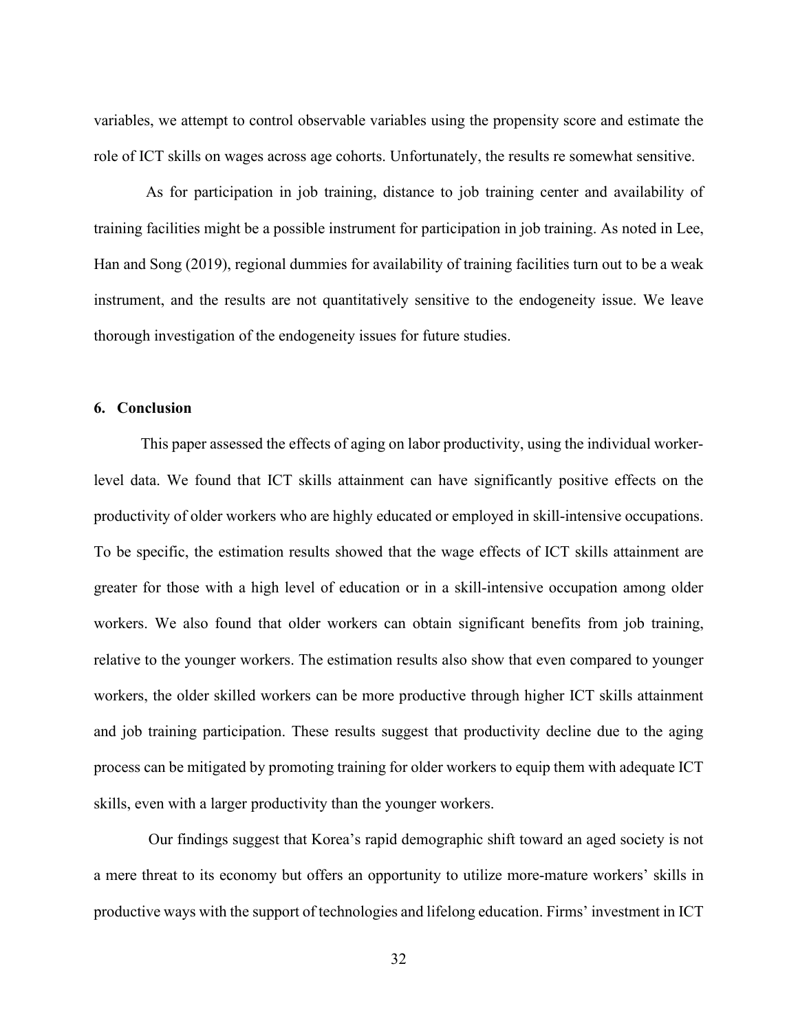variables, we attempt to control observable variables using the propensity score and estimate the role of ICT skills on wages across age cohorts. Unfortunately, the results re somewhat sensitive.

As for participation in job training, distance to job training center and availability of training facilities might be a possible instrument for participation in job training. As noted in Lee, Han and Song (2019), regional dummies for availability of training facilities turn out to be a weak instrument, and the results are not quantitatively sensitive to the endogeneity issue. We leave thorough investigation of the endogeneity issues for future studies.

## 6. Conclusion

This paper assessed the effects of aging on labor productivity, using the individual worker-level data. We found that ICT skills attainment can have significantly positive effects on the productivity of older workers who are highly educated or employed in skill-intensive occupations. To be specific, the estimation results showed that the wage effects of ICT skills attainment are greater for those with a high level of education or in a skill-intensive occupation among older workers. We also found that older workers can obtain significant benefits from job training, relative to the younger workers. The estimation results also show that even compared to younger workers, the older skilled workers can be more productive through higher ICT skills attainment and job training participation. These results suggest that productivity decline due to the aging process can be mitigated by promoting training for older workers to equip them with adequate ICT skills, even with a larger productivity than the younger workers.

Our findings suggest that Korea's rapid demographic shift toward an aged society is not a mere threat to its economy but offers an opportunity to utilize more-mature workers' skills in productive ways with the support of technologies and lifelong education. Firms' investment in ICT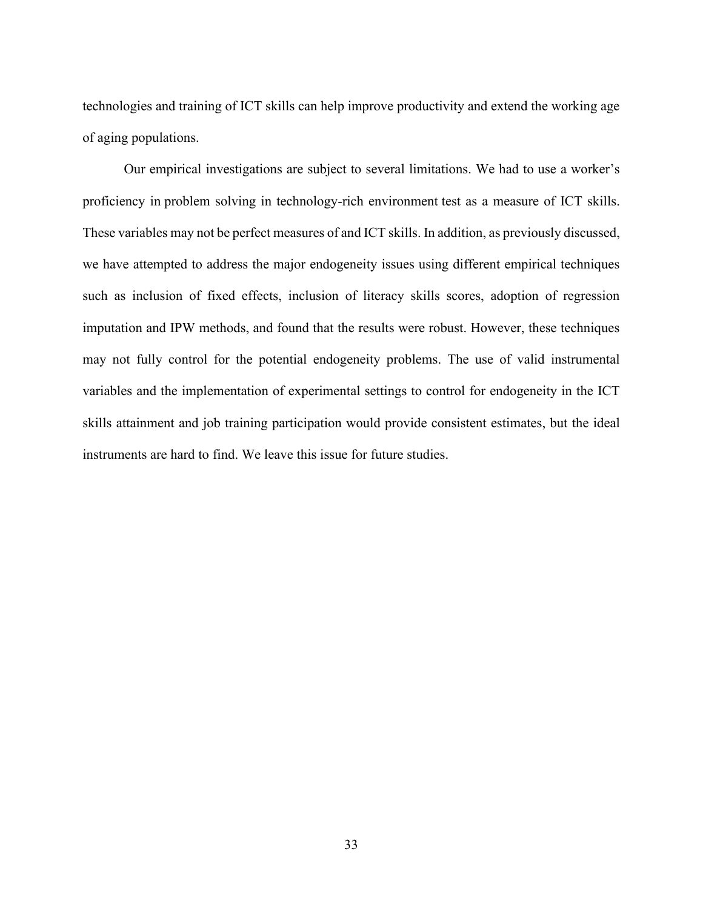technologies and training of ICT skills can help improve productivity and extend the working age of aging populations.

Our empirical investigations are subject to several limitations. We had to use a worker's proficiency in problem solving in technology-rich environment test as a measure of ICT skills. These variables may not be perfect measures of and ICT skills. In addition, as previously discussed, we have attempted to address the major endogeneity issues using different empirical techniques such as inclusion of fixed effects, inclusion of literacy skills scores, adoption of regression imputation and IPW methods, and found that the results were robust. However, these techniques may not fully control for the potential endogeneity problems. The use of valid instrumental variables and the implementation of experimental settings to control for endogeneity in the ICT skills attainment and job training participation would provide consistent estimates, but the ideal instruments are hard to find. We leave this issue for future studies.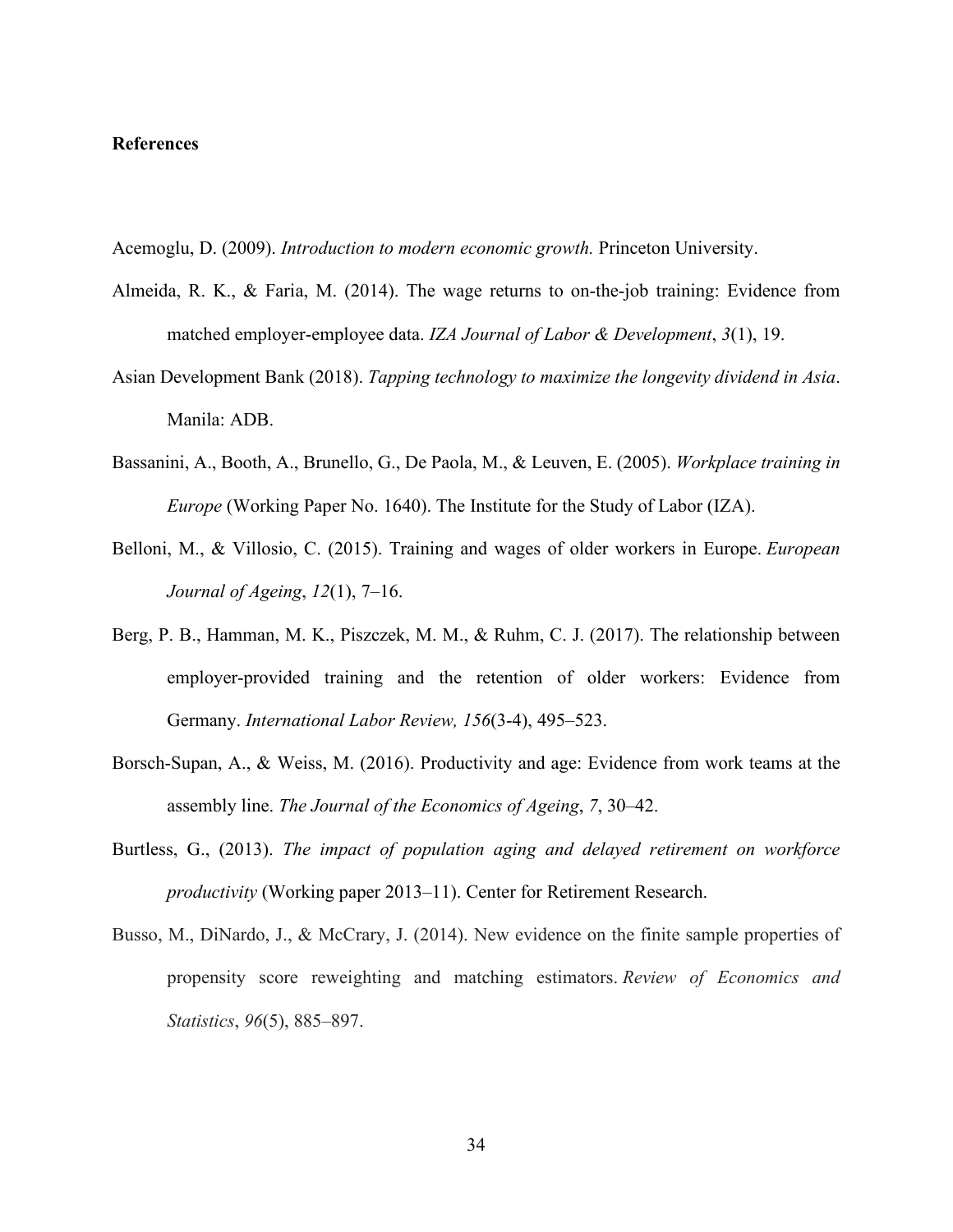**References**

Acemoglu, D. (2009). *Introduction to modern economic growth.* Princeton University.

Almeida, R. K., & Faria, M. (2014). The wage returns to on-the-job training: Evidence from matched employer-employee data. *IZA Journal of Labor & Development*, *3*(1), 19.

Asian Development Bank (2018). *Tapping technology to maximize the longevity dividend in Asia*. Manila: ADB.

Bassanini, A., Booth, A., Brunello, G., De Paola, M., & Leuven, E. (2005). *Workplace training in Europe* (Working Paper No. 1640). The Institute for the Study of Labor (IZA).

Belloni, M., & Villosio, C. (2015). Training and wages of older workers in Europe. *European Journal of Ageing*, *12*(1), 7–16.

Berg, P. B., Hamman, M. K., Piszczek, M. M., & Ruhm, C. J. (2017). The relationship between employer-provided training and the retention of older workers: Evidence from Germany. *International Labor Review, 156*(3-4), 495–523.

Borsch-Supan, A., & Weiss, M. (2016). Productivity and age: Evidence from work teams at the assembly line. *The Journal of the Economics of Ageing*, *7*, 30–42.

Burtless, G., (2013). *The impact of population aging and delayed retirement on workforce productivity* (Working paper 2013–11). Center for Retirement Research.

Busso, M., DiNardo, J., & McCrary, J. (2014). New evidence on the finite sample properties of propensity score reweighting and matching estimators. *Review of Economics and Statistics*, *96*(5), 885–897.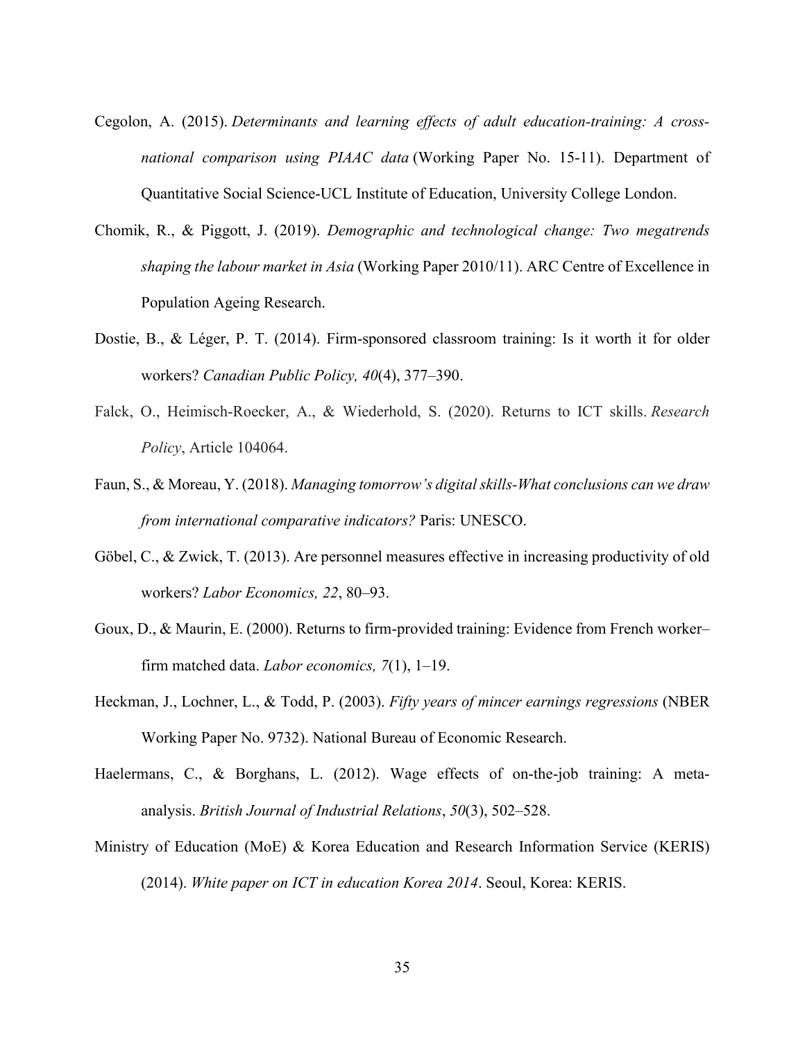Cegolon, A. (2015). *Determinants and learning effects of adult education-training: A cross-national comparison using PIAAC data* (Working Paper No. 15-11). Department of Quantitative Social Science-UCL Institute of Education, University College London.

Chomik, R., & Piggott, J. (2019). *Demographic and technological change: Two megatrends shaping the labour market in Asia* (Working Paper 2010/11). ARC Centre of Excellence in Population Ageing Research.

Dostie, B., & Léger, P. T. (2014). Firm-sponsored classroom training: Is it worth it for older workers? *Canadian Public Policy, 40*(4), 377–390.

Falck, O., Heimisch-Roecker, A., & Wiederhold, S. (2020). Returns to ICT skills. *Research Policy*, Article 104064.

Faun, S., & Moreau, Y. (2018). *Managing tomorrow's digital skills-What conclusions can we draw from international comparative indicators?* Paris: UNESCO.

Göbel, C., & Zwick, T. (2013). Are personnel measures effective in increasing productivity of old workers? *Labor Economics, 22*, 80–93.

Goux, D., & Maurin, E. (2000). Returns to firm-provided training: Evidence from French worker–firm matched data. *Labor economics, 7*(1), 1–19.

Heckman, J., Lochner, L., & Todd, P. (2003). *Fifty years of mincer earnings regressions* (NBER Working Paper No. 9732). National Bureau of Economic Research.

Haelermans, C., & Borghans, L. (2012). Wage effects of on-the-job training: A meta-analysis. *British Journal of Industrial Relations*, *50*(3), 502–528.

Ministry of Education (MoE) & Korea Education and Research Information Service (KERIS) (2014). *White paper on ICT in education Korea 2014*. Seoul, Korea: KERIS.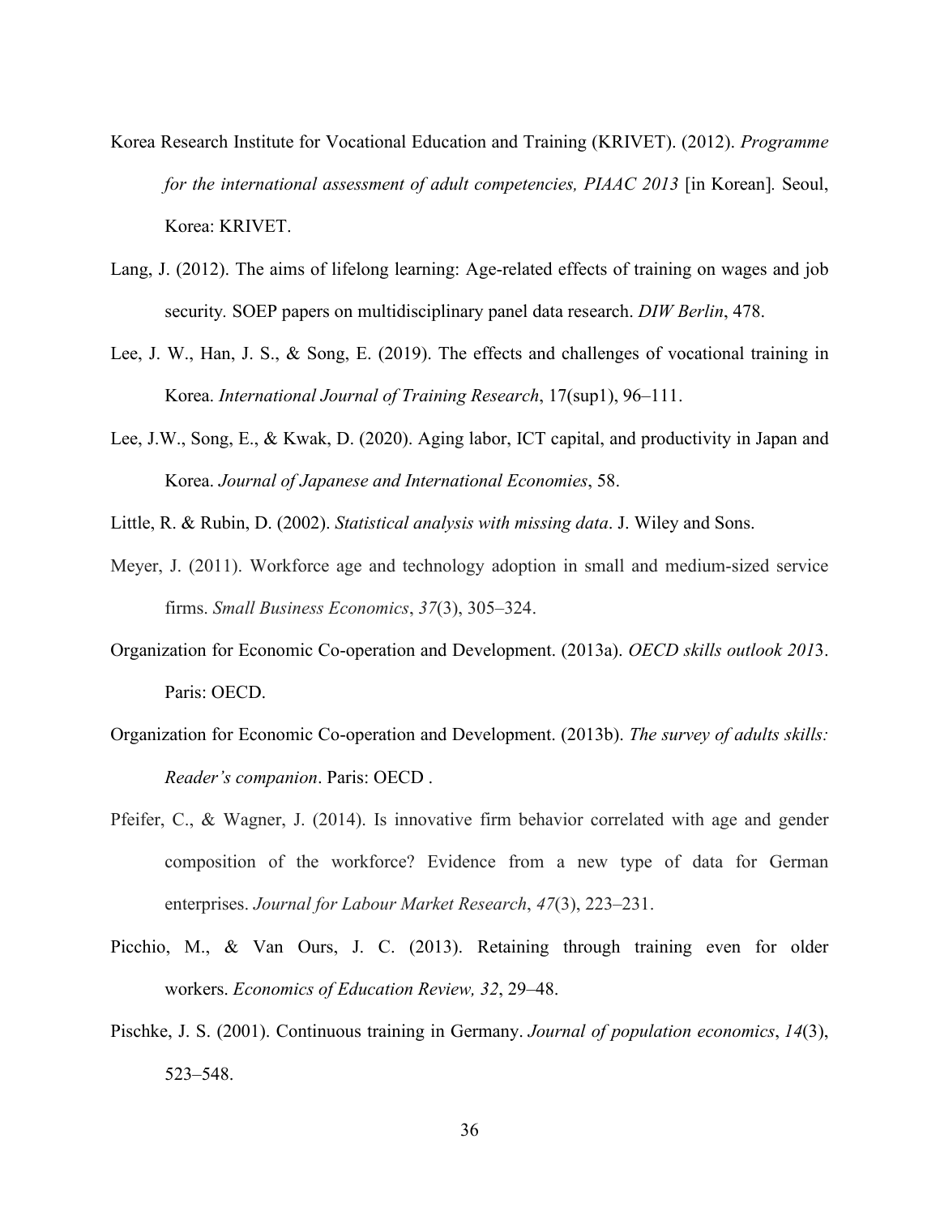Korea Research Institute for Vocational Education and Training (KRIVET). (2012). *Programme for the international assessment of adult competencies, PIAAC 2013* [in Korean]. Seoul, Korea: KRIVET.

Lang, J. (2012). The aims of lifelong learning: Age-related effects of training on wages and job security. SOEP papers on multidisciplinary panel data research. *DIW Berlin*, 478.

Lee, J. W., Han, J. S., & Song, E. (2019). The effects and challenges of vocational training in Korea. *International Journal of Training Research*, 17(sup1), 96–111.

Lee, J.W., Song, E., & Kwak, D. (2020). Aging labor, ICT capital, and productivity in Japan and Korea. *Journal of Japanese and International Economies*, 58.

Little, R. & Rubin, D. (2002). *Statistical analysis with missing data*. J. Wiley and Sons.

Meyer, J. (2011). Workforce age and technology adoption in small and medium-sized service firms. *Small Business Economics*, *37*(3), 305–324.

Organization for Economic Co-operation and Development. (2013a). *OECD skills outlook 201*3. Paris: OECD.

Organization for Economic Co-operation and Development. (2013b). *The survey of adults skills: Reader's companion*. Paris: OECD .

Pfeifer, C., & Wagner, J. (2014). Is innovative firm behavior correlated with age and gender composition of the workforce? Evidence from a new type of data for German enterprises. *Journal for Labour Market Research*, *47*(3), 223–231.

Picchio, M., & Van Ours, J. C. (2013). Retaining through training even for older workers. *Economics of Education Review, 32*, 29–48.

Pischke, J. S. (2001). Continuous training in Germany. *Journal of population economics*, *14*(3), 523–548.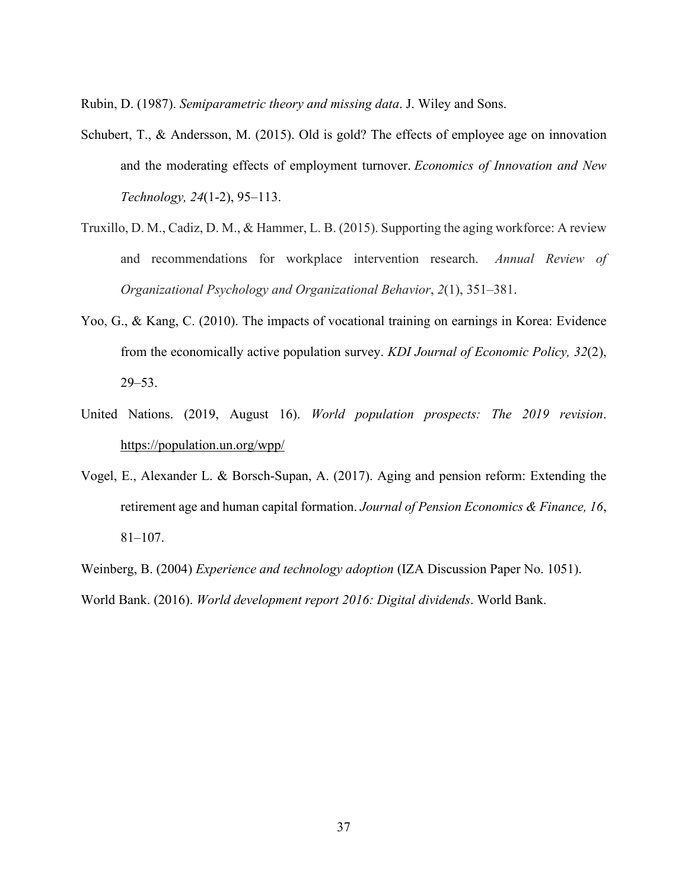Rubin, D. (1987). *Semiparametric theory and missing data*. J. Wiley and Sons.

Schubert, T., & Andersson, M. (2015). Old is gold? The effects of employee age on innovation and the moderating effects of employment turnover. *Economics of Innovation and New Technology, 24*(1-2), 95–113.

Truxillo, D. M., Cadiz, D. M., & Hammer, L. B. (2015). Supporting the aging workforce: A review and recommendations for workplace intervention research. *Annual Review of Organizational Psychology and Organizational Behavior*, *2*(1), 351–381.

Yoo, G., & Kang, C. (2010). The impacts of vocational training on earnings in Korea: Evidence from the economically active population survey. *KDI Journal of Economic Policy, 32*(2), 29–53.

United Nations. (2019, August 16). *World population prospects: The 2019 revision*. https://population.un.org/wpp/

Vogel, E., Alexander L. & Borsch-Supan, A. (2017). Aging and pension reform: Extending the retirement age and human capital formation. *Journal of Pension Economics & Finance, 16*, 81–107.

Weinberg, B. (2004) *Experience and technology adoption* (IZA Discussion Paper No. 1051).

World Bank. (2016). *World development report 2016: Digital dividends*. World Bank.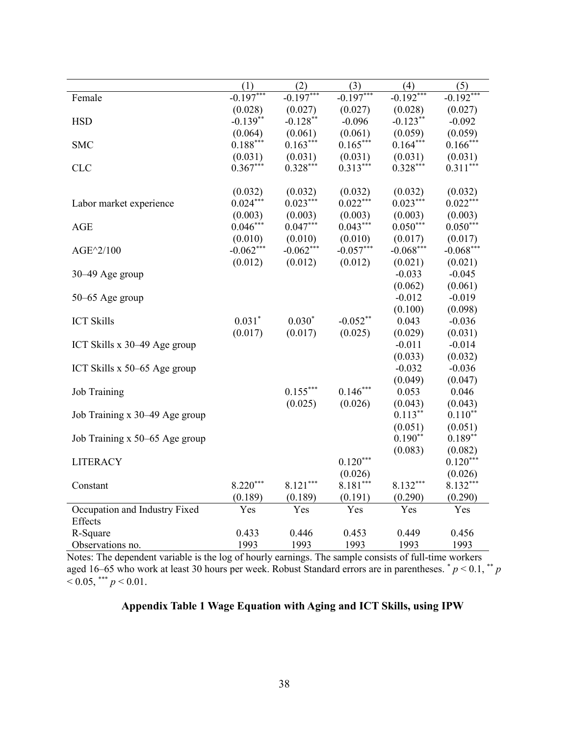| | (1) | (2) | (3) | (4) | (5) |
|---|---|---|---|---|---|
| Female | -0.197*** | -0.197*** | -0.197*** | -0.192*** | -0.192*** |
| | (0.028) | (0.027) | (0.027) | (0.028) | (0.027) |
| HSD | -0.139** | -0.128** | -0.096 | -0.123** | -0.092 |
| | (0.064) | (0.061) | (0.061) | (0.059) | (0.059) |
| SMC | 0.188*** | 0.163*** | 0.165*** | 0.164*** | 0.166*** |
| | (0.031) | (0.031) | (0.031) | (0.031) | (0.031) |
| CLC | 0.367*** | 0.328*** | 0.313*** | 0.328*** | 0.311*** |
| | (0.032) | (0.032) | (0.032) | (0.032) | (0.032) |
| Labor market experience | 0.024*** | 0.023*** | 0.022*** | 0.023*** | 0.022*** |
| | (0.003) | (0.003) | (0.003) | (0.003) | (0.003) |
| AGE | 0.046*** | 0.047*** | 0.043*** | 0.050*** | 0.050*** |
| | (0.010) | (0.010) | (0.010) | (0.017) | (0.017) |
| AGE^2/100 | -0.062*** | -0.062*** | -0.057*** | -0.068*** | -0.068*** |
| | (0.012) | (0.012) | (0.012) | (0.021) | (0.021) |
| 30–49 Age group | | | | -0.033 | -0.045 |
| | | | | (0.062) | (0.061) |
| 50–65 Age group | | | | -0.012 | -0.019 |
| | | | | (0.100) | (0.098) |
| ICT Skills | 0.031* | 0.030* | -0.052** | 0.043 | -0.036 |
| | (0.017) | (0.017) | (0.025) | (0.029) | (0.031) |
| ICT Skills x 30–49 Age group | | | | -0.011 | -0.014 |
| | | | | (0.033) | (0.032) |
| ICT Skills x 50–65 Age group | | | | -0.032 | -0.036 |
| | | | | (0.049) | (0.047) |
| Job Training | | 0.155*** | 0.146*** | 0.053 | 0.046 |
| | | (0.025) | (0.026) | (0.043) | (0.043) |
| Job Training x 30–49 Age group | | | | 0.113** | 0.110** |
| | | | | (0.051) | (0.051) |
| Job Training x 50–65 Age group | | | | 0.190** | 0.189** |
| | | | | (0.083) | (0.082) |
| LITERACY | | | 0.120*** | | 0.120*** |
| | | | (0.026) | | (0.026) |
| Constant | 8.220*** | 8.121*** | 8.181*** | 8.132*** | 8.132*** |
| | (0.189) | (0.189) | (0.191) | (0.290) | (0.290) |
| Occupation and Industry Fixed Effects | Yes | Yes | Yes | Yes | Yes |
| R-Square | 0.433 | 0.446 | 0.453 | 0.449 | 0.456 |
| Observations no. | 1993 | 1993 | 1993 | 1993 | 1993 |

Notes: The dependent variable is the log of hourly earnings. The sample consists of full-time workers aged 16–65 who work at least 30 hours per week. Robust Standard errors are in parentheses. * $p < 0.1$, ** $p < 0.05$, *** $p < 0.01$.

**Appendix Table 1 Wage Equation with Aging and ICT Skills, using IPW**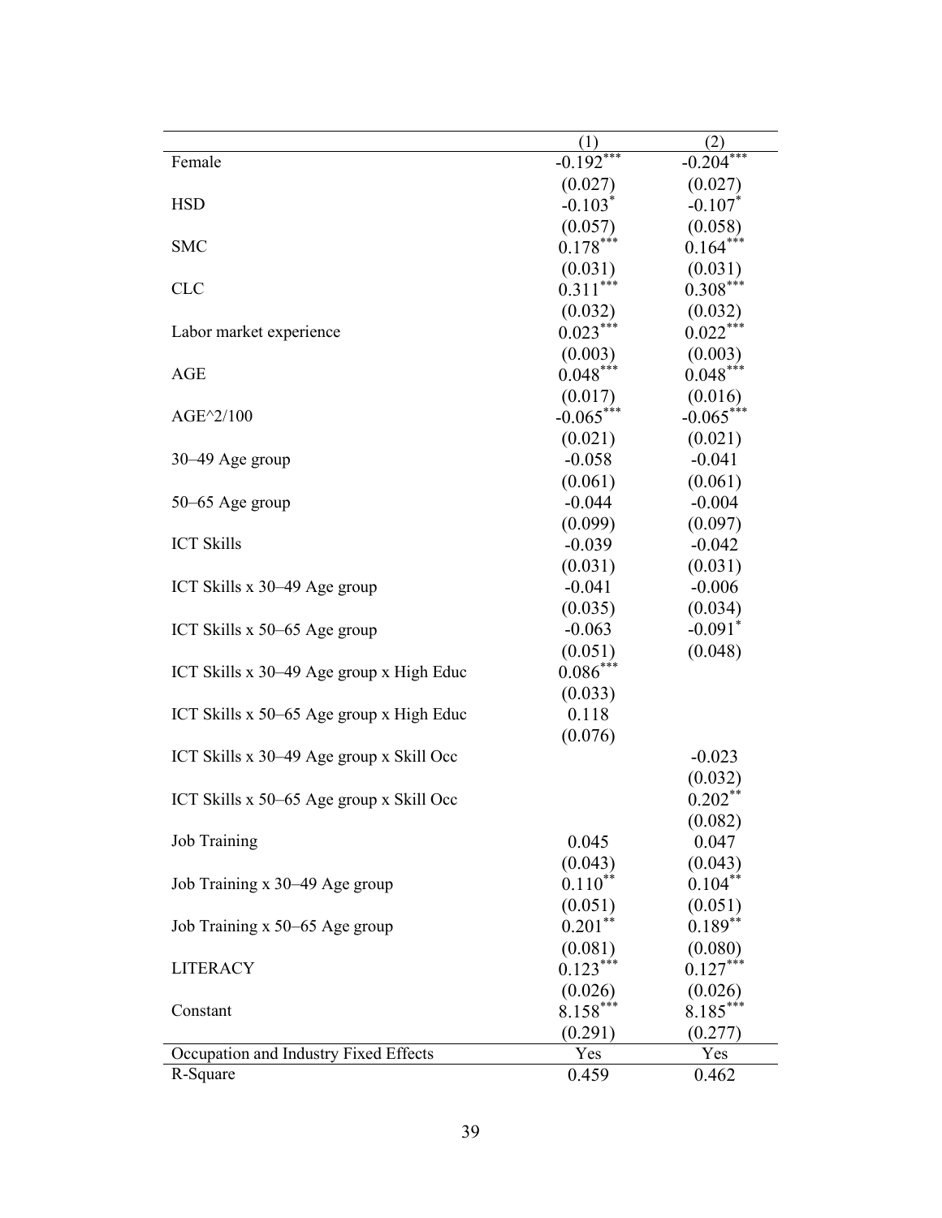| | (1) | (2) |
|---|---|---|
| Female | -0.192*** | -0.204*** |
| | (0.027) | (0.027) |
| HSD | -0.103* | -0.107* |
| | (0.057) | (0.058) |
| SMC | 0.178*** | 0.164*** |
| | (0.031) | (0.031) |
| CLC | 0.311*** | 0.308*** |
| | (0.032) | (0.032) |
| Labor market experience | 0.023*** | 0.022*** |
| | (0.003) | (0.003) |
| AGE | 0.048*** | 0.048*** |
| | (0.017) | (0.016) |
| AGE^2/100 | -0.065*** | -0.065*** |
| | (0.021) | (0.021) |
| 30–49 Age group | -0.058 | -0.041 |
| | (0.061) | (0.061) |
| 50–65 Age group | -0.044 | -0.004 |
| | (0.099) | (0.097) |
| ICT Skills | -0.039 | -0.042 |
| | (0.031) | (0.031) |
| ICT Skills x 30–49 Age group | -0.041 | -0.006 |
| | (0.035) | (0.034) |
| ICT Skills x 50–65 Age group | -0.063 | -0.091* |
| | (0.051) | (0.048) |
| ICT Skills x 30–49 Age group x High Educ | 0.086*** | |
| | (0.033) | |
| ICT Skills x 50–65 Age group x High Educ | 0.118 | |
| | (0.076) | |
| ICT Skills x 30–49 Age group x Skill Occ | | -0.023 |
| | | (0.032) |
| ICT Skills x 50–65 Age group x Skill Occ | | 0.202** |
| | | (0.082) |
| Job Training | 0.045 | 0.047 |
| | (0.043) | (0.043) |
| Job Training x 30–49 Age group | 0.110** | 0.104** |
| | (0.051) | (0.051) |
| Job Training x 50–65 Age group | 0.201** | 0.189** |
| | (0.081) | (0.080) |
| LITERACY | 0.123*** | 0.127*** |
| | (0.026) | (0.026) |
| Constant | 8.158*** | 8.185*** |
| | (0.291) | (0.277) |
| Occupation and Industry Fixed Effects | Yes | Yes |
| R-Square | 0.459 | 0.462 |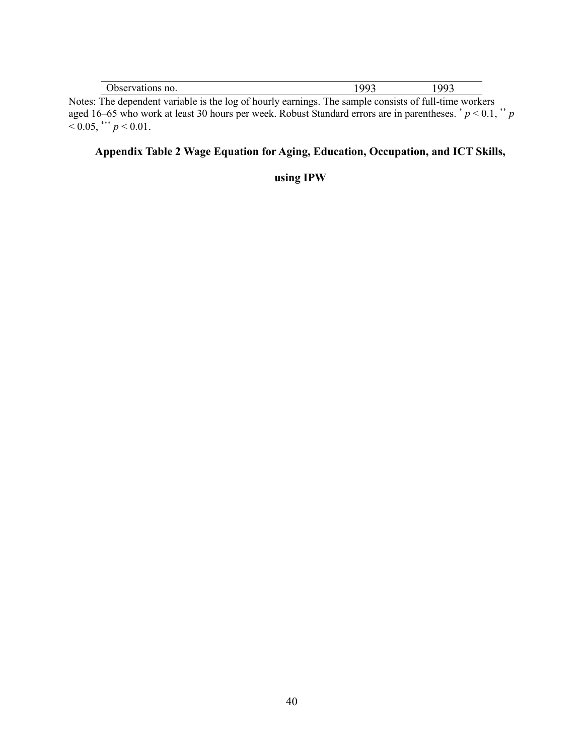| | | |
|---|---|---|
| Observations no. | 1993 | 1993 |

Notes: The dependent variable is the log of hourly earnings. The sample consists of full-time workers aged 16–65 who work at least 30 hours per week. Robust Standard errors are in parentheses. * $p < 0.1$, ** $p < 0.05$, *** $p < 0.01$.

**Appendix Table 2 Wage Equation for Aging, Education, Occupation, and ICT Skills, using IPW**